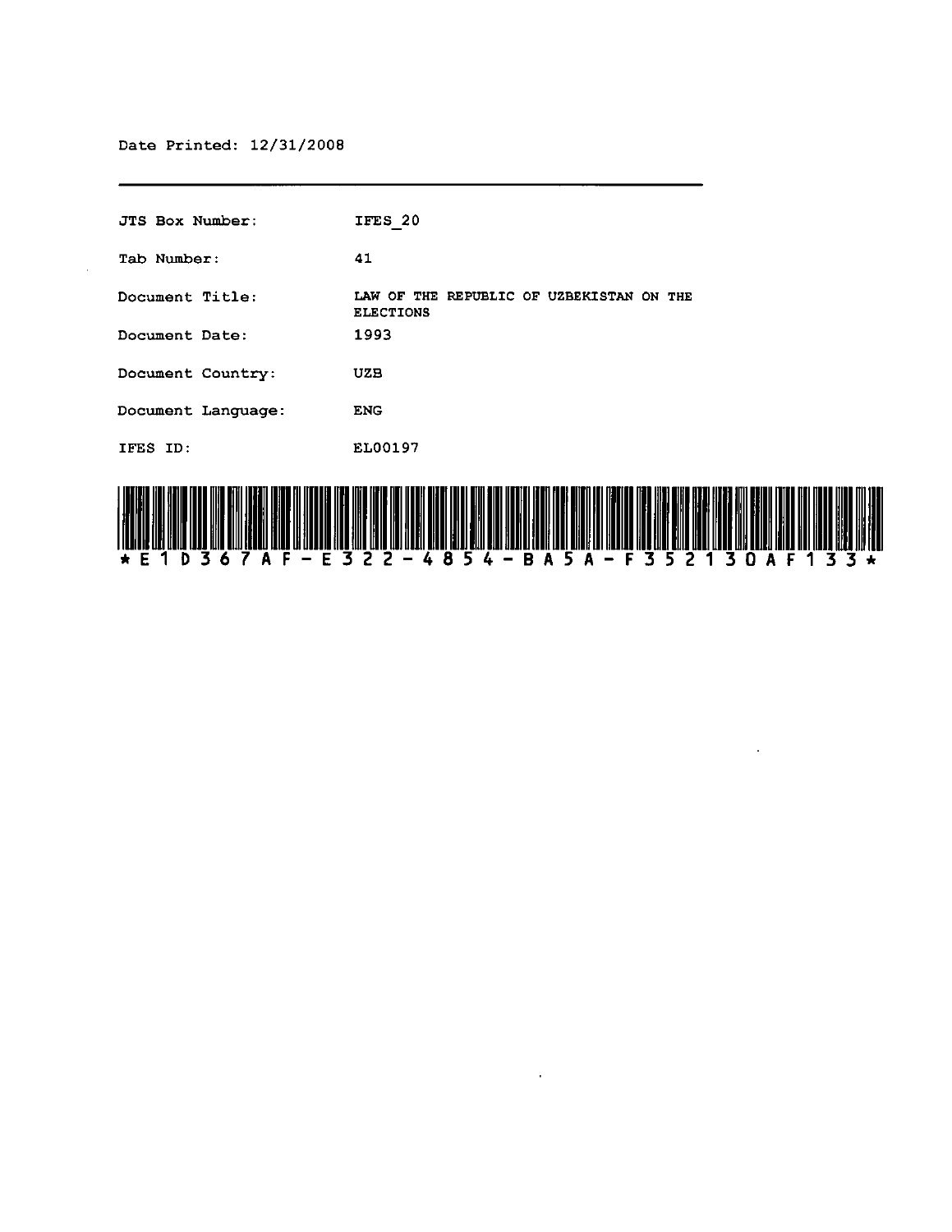Date Printed: 12/31/2008

---

| | |
|---|---|
| JTS Box Number: | IFES_20 |
| Tab Number: | 41 |
| Document Title: | LAW OF THE REPUBLIC OF UZBEKISTAN ON THE ELECTIONS |
| Document Date: | 1993 |
| Document Country: | UZB |
| Document Language: | ENG |
| IFES ID: | EL00197 |

*E1D367AF-E322-4854-BA5A-F352130AF133*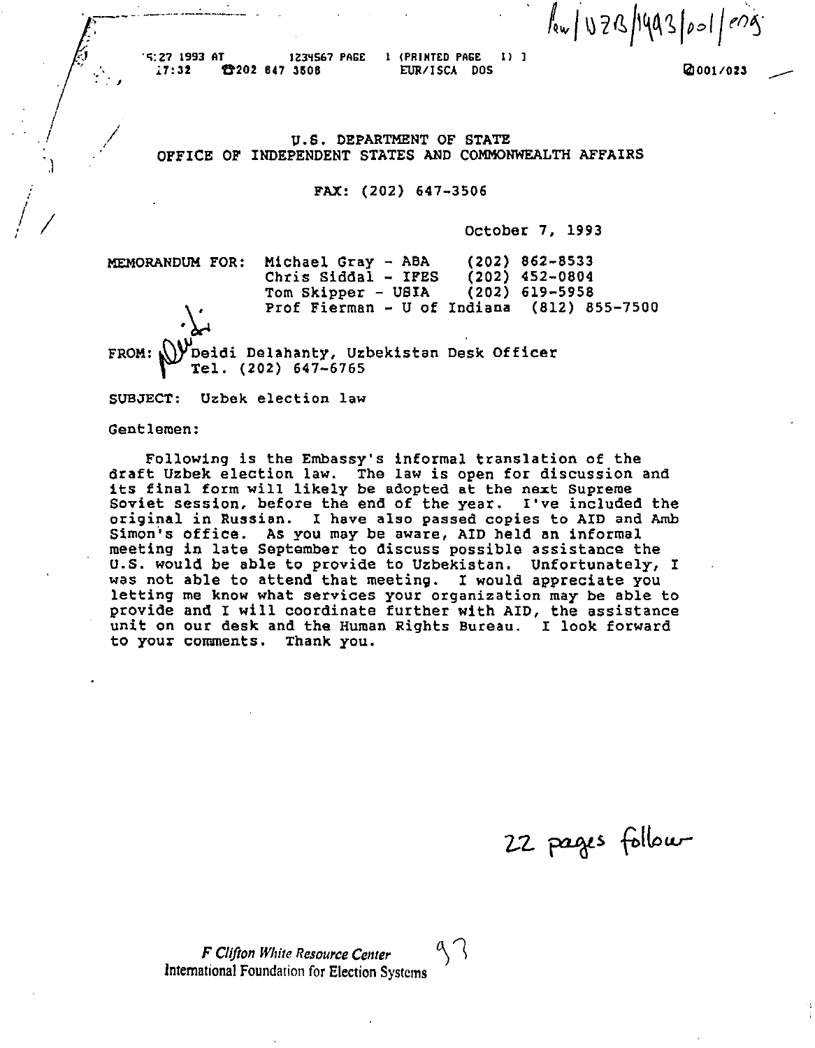U.S. DEPARTMENT OF STATE
OFFICE OF INDEPENDENT STATES AND COMMONWEALTH AFFAIRS

FAX: (202) 647-3506

October 7, 1993

MEMORANDUM FOR:
Michael Gray - ABA (202) 862-8533
Chris Siddal - IFES (202) 452-0804
Tom Skipper - USIA (202) 619-5958
Prof Fierman - U of Indiana (812) 855-7500

FROM: Deidi Delahanty, Uzbekistan Desk Officer
Tel. (202) 647-6765

SUBJECT: Uzbek election law

Gentlemen:

Following is the Embassy's informal translation of the draft Uzbek election law. The law is open for discussion and its final form will likely be adopted at the next Supreme Soviet session, before the end of the year. I've included the original in Russian. I have also passed copies to AID and Amb Simon's office. As you may be aware, AID held an informal meeting in late September to discuss possible assistance the U.S. would be able to provide to Uzbekistan. Unfortunately, I was not able to attend that meeting. I would appreciate you letting me know what services your organization may be able to provide and I will coordinate further with AID, the assistance unit on our desk and the Human Rights Bureau. I look forward to your comments. Thank you.

22 pages follow

F Clifton White Resource Center
International Foundation for Election Systems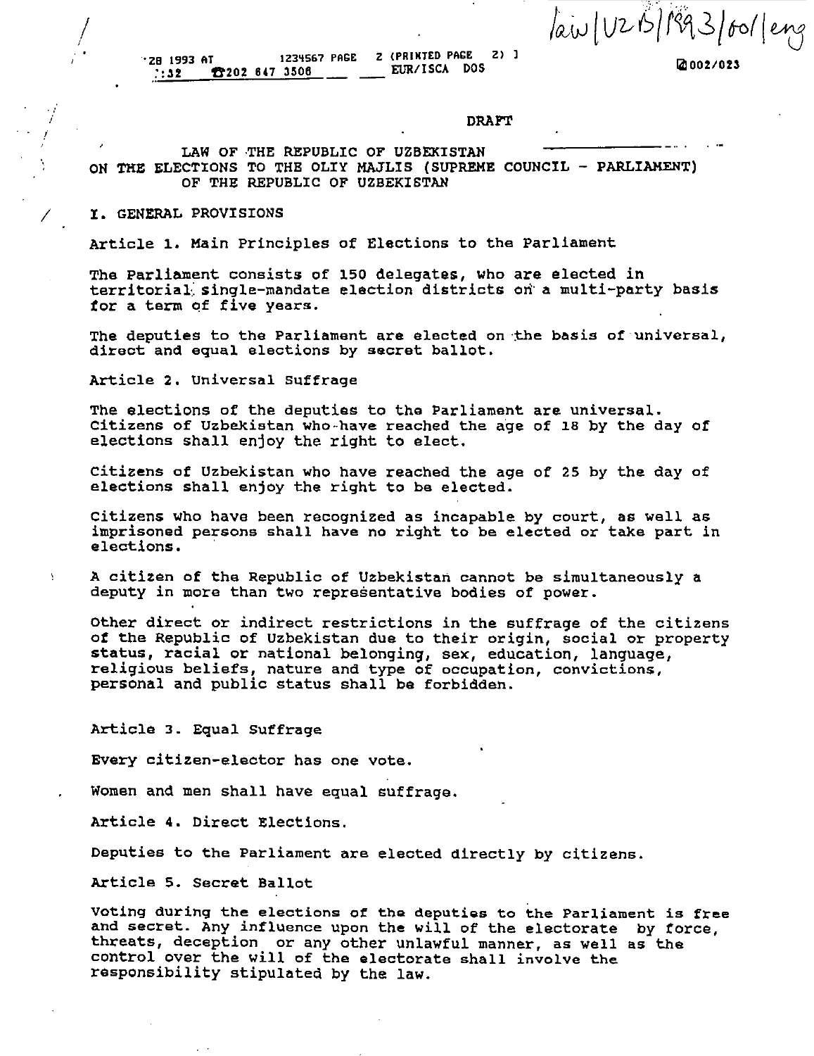DRAFT

# LAW OF THE REPUBLIC OF UZBEKISTAN ON THE ELECTIONS TO THE OLIY MAJLIS (SUPREME COUNCIL - PARLIAMENT) OF THE REPUBLIC OF UZBEKISTAN

## I. GENERAL PROVISIONS

### Article 1. Main Principles of Elections to the Parliament

The Parliament consists of 150 delegates, who are elected in territorial single-mandate election districts on a multi-party basis for a term of five years.

The deputies to the Parliament are elected on the basis of universal, direct and equal elections by secret ballot.

### Article 2. Universal Suffrage

The elections of the deputies to the Parliament are universal. Citizens of Uzbekistan who have reached the age of 18 by the day of elections shall enjoy the right to elect.

Citizens of Uzbekistan who have reached the age of 25 by the day of elections shall enjoy the right to be elected.

Citizens who have been recognized as incapable by court, as well as imprisoned persons shall have no right to be elected or take part in elections.

A citizen of the Republic of Uzbekistan cannot be simultaneously a deputy in more than two representative bodies of power.

Other direct or indirect restrictions in the suffrage of the citizens of the Republic of Uzbekistan due to their origin, social or property status, racial or national belonging, sex, education, language, religious beliefs, nature and type of occupation, convictions, personal and public status shall be forbidden.

### Article 3. Equal Suffrage

Every citizen-elector has one vote.

Women and men shall have equal suffrage.

### Article 4. Direct Elections.

Deputies to the Parliament are elected directly by citizens.

### Article 5. Secret Ballot

Voting during the elections of the deputies to the Parliament is free and secret. Any influence upon the will of the electorate by force, threats, deception or any other unlawful manner, as well as the control over the will of the electorate shall involve the responsibility stipulated by the law.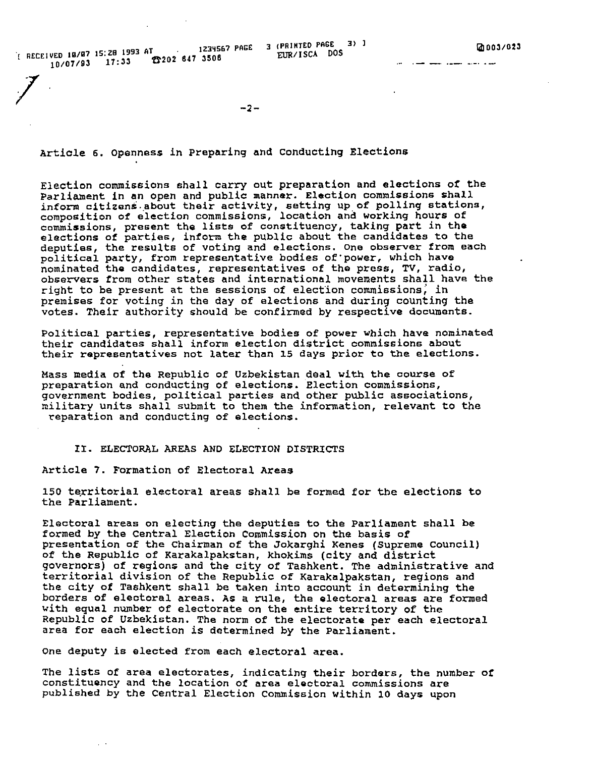### Article 6. Openness in Preparing and Conducting Elections

Election commissions shall carry out preparation and elections of the Parliament in an open and public manner. Election commissions shall inform citizens about their activity, setting up of polling stations, composition of election commissions, location and working hours of commissions, present the lists of constituency, taking part in the elections of parties, inform the public about the candidates to the deputies, the results of voting and elections. One observer from each political party, from representative bodies of power, which have nominated the candidates, representatives of the press, TV, radio, observers from other states and international movements shall have the right to be present at the sessions of election commissions, in premises for voting in the day of elections and during counting the votes. Their authority should be confirmed by respective documents.

Political parties, representative bodies of power which have nominated their candidates shall inform election district commissions about their representatives not later than 15 days prior to the elections.

Mass media of the Republic of Uzbekistan deal with the course of preparation and conducting of elections. Election commissions, government bodies, political parties and other public associations, military units shall submit to them the information, relevant to the reparation and conducting of elections.

## II. ELECTORAL AREAS AND ELECTION DISTRICTS

### Article 7. Formation of Electoral Areas

150 territorial electoral areas shall be formed for the elections to the Parliament.

Electoral areas on electing the deputies to the Parliament shall be formed by the Central Election Commission on the basis of presentation of the Chairman of the Jokarghi Kenes (Supreme Council) of the Republic of Karakalpakstan, khokims (city and district governors) of regions and the city of Tashkent. The administrative and territorial division of the Republic of Karakalpakstan, regions and the city of Tashkent shall be taken into account in determining the borders of electoral areas. As a rule, the electoral areas are formed with equal number of electorate on the entire territory of the Republic of Uzbekistan. The norm of the electorate per each electoral area for each election is determined by the Parliament.

One deputy is elected from each electoral area.

The lists of area electorates, indicating their borders, the number of constituency and the location of area electoral commissions are published by the Central Election Commission within 10 days upon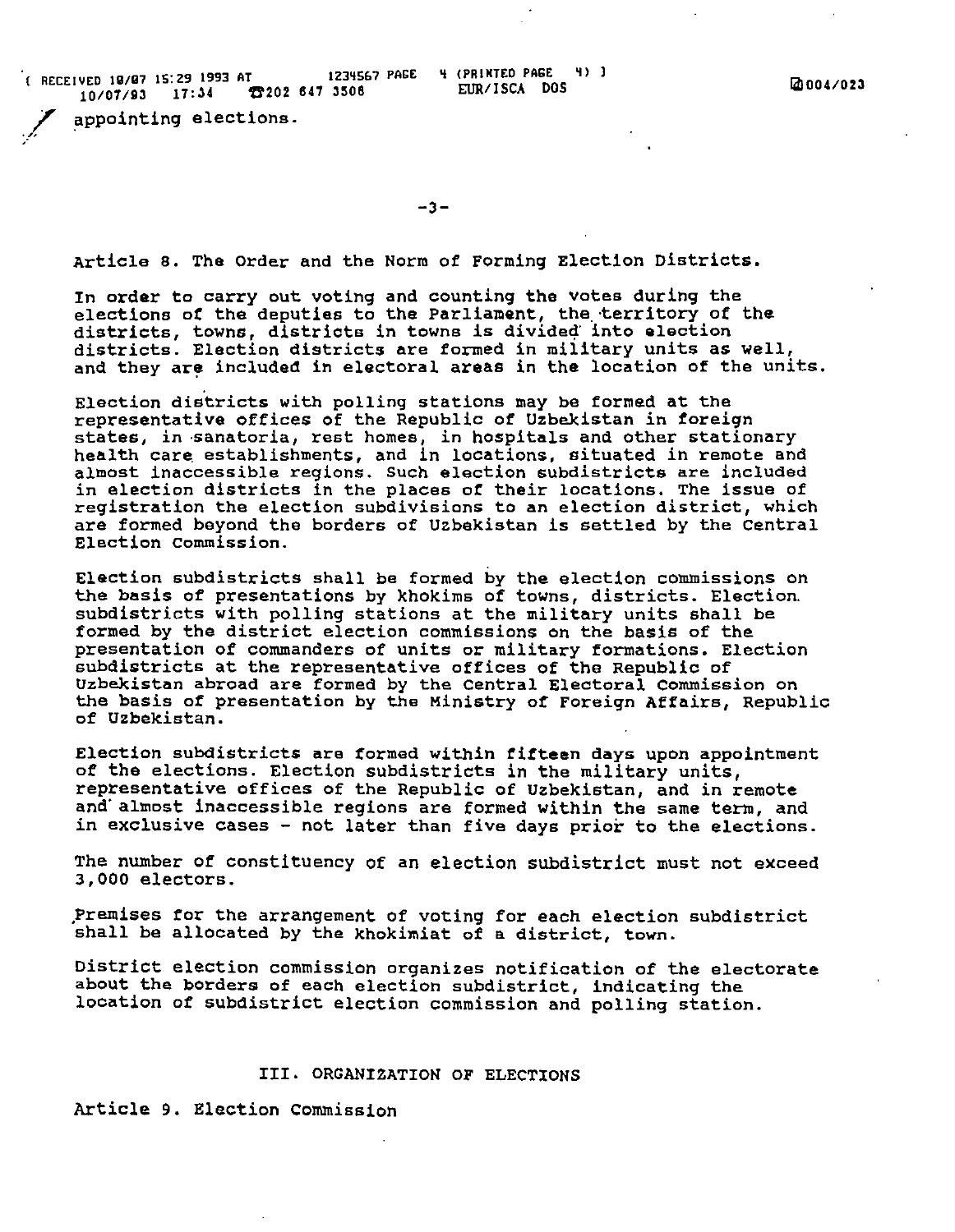appointing elections.

Article 8. The Order and the Norm of Forming Election Districts.

In order to carry out voting and counting the votes during the elections of the deputies to the Parliament, the territory of the districts, towns, districts in towns is divided into election districts. Election districts are formed in military units as well, and they are included in electoral areas in the location of the units.

Election districts with polling stations may be formed at the representative offices of the Republic of Uzbekistan in foreign states, in sanatoria, rest homes, in hospitals and other stationary health care establishments, and in locations, situated in remote and almost inaccessible regions. Such election subdistricts are included in election districts in the places of their locations. The issue of registration the election subdivisions to an election district, which are formed beyond the borders of Uzbekistan is settled by the Central Election Commission.

Election subdistricts shall be formed by the election commissions on the basis of presentations by khokims of towns, districts. Election subdistricts with polling stations at the military units shall be formed by the district election commissions on the basis of the presentation of commanders of units or military formations. Election subdistricts at the representative offices of the Republic of Uzbekistan abroad are formed by the Central Electoral Commission on the basis of presentation by the Ministry of Foreign Affairs, Republic of Uzbekistan.

Election subdistricts are formed within fifteen days upon appointment of the elections. Election subdistricts in the military units, representative offices of the Republic of Uzbekistan, and in remote and almost inaccessible regions are formed within the same term, and in exclusive cases - not later than five days prior to the elections.

The number of constituency of an election subdistrict must not exceed 3,000 electors.

Premises for the arrangement of voting for each election subdistrict shall be allocated by the Khokimiat of a district, town.

District election commission organizes notification of the electorate about the borders of each election subdistrict, indicating the location of subdistrict election commission and polling station.

## III. ORGANIZATION OF ELECTIONS

Article 9. Election Commission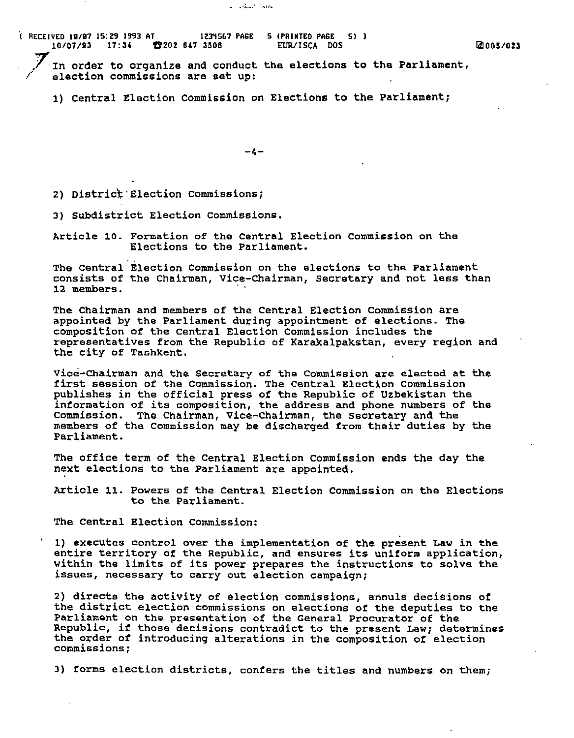In order to organize and conduct the elections to the Parliament, election commissions are set up:

1) Central Election Commission on Elections to the Parliament;

2) District Election Commissions;

3) Subdistrict Election Commissions.

Article 10. Formation of the Central Election Commission on the Elections to the Parliament.

The Central Election Commission on the elections to the Parliament consists of the Chairman, Vice-Chairman, Secretary and not less than 12 members.

The Chairman and members of the Central Election Commission are appointed by the Parliament during appointment of elections. The composition of the Central Election Commission includes the representatives from the Republic of Karakalpakstan, every region and the city of Tashkent.

Vice-Chairman and the Secretary of the Commission are elected at the first session of the Commission. The Central Election Commission publishes in the official press of the Republic of Uzbekistan the information of its composition, the address and phone numbers of the Commission. The Chairman, Vice-Chairman, the Secretary and the members of the Commission may be discharged from their duties by the Parliament.

The office term of the Central Election Commission ends the day the next elections to the Parliament are appointed.

Article 11. Powers of the Central Election Commission on the Elections to the Parliament.

The Central Election Commission:

1) executes control over the implementation of the present Law in the entire territory of the Republic, and ensures its uniform application, within the limits of its power prepares the instructions to solve the issues, necessary to carry out election campaign;

2) directs the activity of election commissions, annuls decisions of the district election commissions on elections of the deputies to the Parliament on the presentation of the General Procurator of the Republic, if those decisions contradict to the present Law; determines the order of introducing alterations in the composition of election commissions;

3) forms election districts, confers the titles and numbers on them;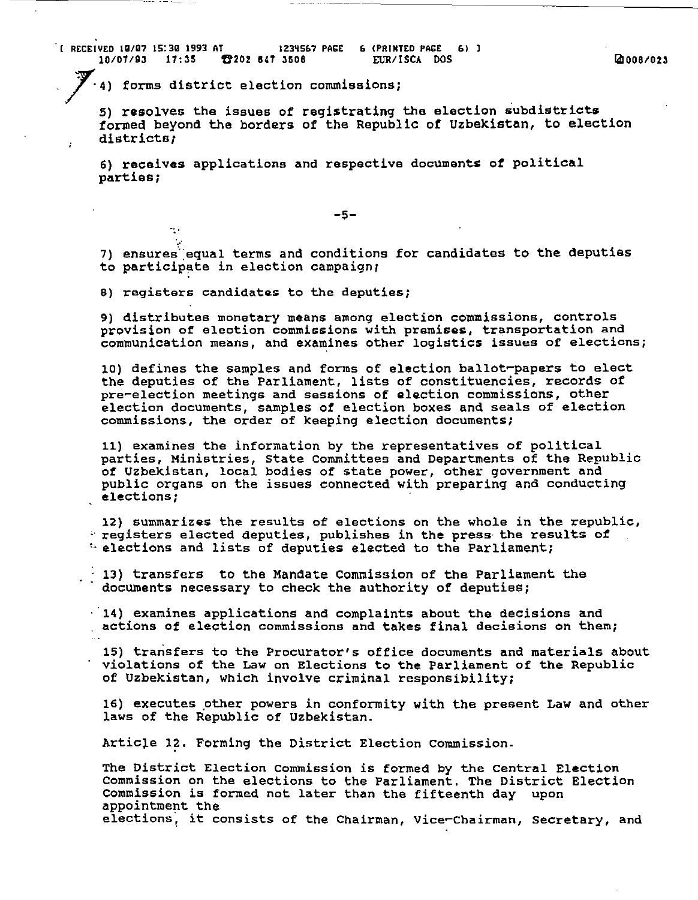4) forms district election commissions;

5) resolves the issues of registrating the election subdistricts formed beyond the borders of the Republic of Uzbekistan, to election districts;

6) receives applications and respective documents of political parties;

7) ensures equal terms and conditions for candidates to the deputies to participate in election campaign;

8) registers candidates to the deputies;

9) distributes monetary means among election commissions, controls provision of election commissions with premises, transportation and communication means, and examines other logistics issues of elections;

10) defines the samples and forms of election ballot-papers to elect the deputies of the Parliament, lists of constituencies, records of pre-election meetings and sessions of election commissions, other election documents, samples of election boxes and seals of election commissions, the order of keeping election documents;

11) examines the information by the representatives of political parties, Ministries, State Committees and Departments of the Republic of Uzbekistan, local bodies of state power, other government and public organs on the issues connected with preparing and conducting elections;

12) summarizes the results of elections on the whole in the republic, registers elected deputies, publishes in the press the results of elections and lists of deputies elected to the Parliament;

13) transfers to the Mandate Commission of the Parliament the documents necessary to check the authority of deputies;

14) examines applications and complaints about the decisions and actions of election commissions and takes final decisions on them;

15) transfers to the Procurator's office documents and materials about violations of the Law on Elections to the Parliament of the Republic of Uzbekistan, which involve criminal responsibility;

16) executes other powers in conformity with the present Law and other laws of the Republic of Uzbekistan.

Article 12. Forming the District Election Commission.

The District Election Commission is formed by the Central Election Commission on the elections to the Parliament. The District Election Commission is formed not later than the fifteenth day upon appointment the elections, it consists of the Chairman, Vice-Chairman, Secretary, and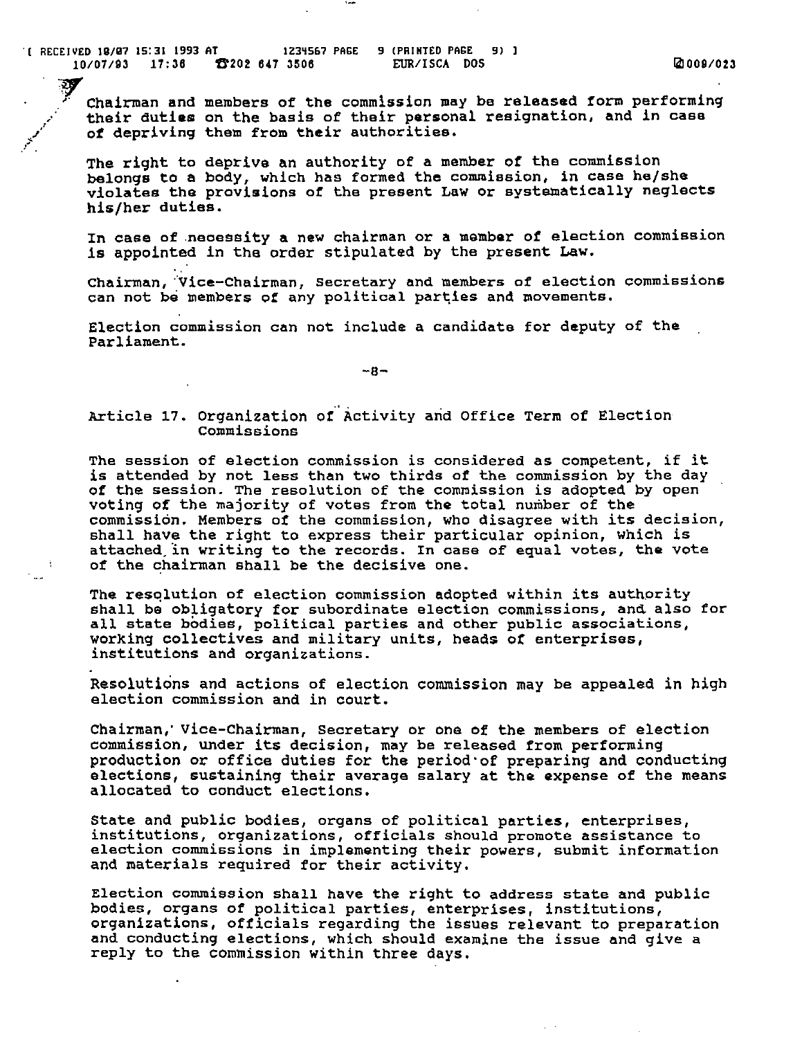Chairman and members of the commission may be released form performing their duties on the basis of their personal resignation, and in case of depriving them from their authorities.

The right to deprive an authority of a member of the commission belongs to a body, which has formed the commission, in case he/she violates the provisions of the present Law or systematically neglects his/her duties.

In case of necessity a new chairman or a member of election commission is appointed in the order stipulated by the present Law.

Chairman, Vice-Chairman, Secretary and members of election commissions can not be members of any political parties and movements.

Election commission can not include a candidate for deputy of the Parliament.

### Article 17. Organization of Activity and Office Term of Election Commissions

The session of election commission is considered as competent, if it is attended by not less than two thirds of the commission by the day of the session. The resolution of the commission is adopted by open voting of the majority of votes from the total number of the commission. Members of the commission, who disagree with its decision, shall have the right to express their particular opinion, which is attached in writing to the records. In case of equal votes, the vote of the chairman shall be the decisive one.

The resolution of election commission adopted within its authority shall be obligatory for subordinate election commissions, and also for all state bodies, political parties and other public associations, working collectives and military units, heads of enterprises, institutions and organizations.

Resolutions and actions of election commission may be appealed in high election commission and in court.

Chairman, Vice-Chairman, Secretary or one of the members of election commission, under its decision, may be released from performing production or office duties for the period of preparing and conducting elections, sustaining their average salary at the expense of the means allocated to conduct elections.

State and public bodies, organs of political parties, enterprises, institutions, organizations, officials should promote assistance to election commissions in implementing their powers, submit information and materials required for their activity.

Election commission shall have the right to address state and public bodies, organs of political parties, enterprises, institutions, organizations, officials regarding the issues relevant to preparation and conducting elections, which should examine the issue and give a reply to the commission within three days.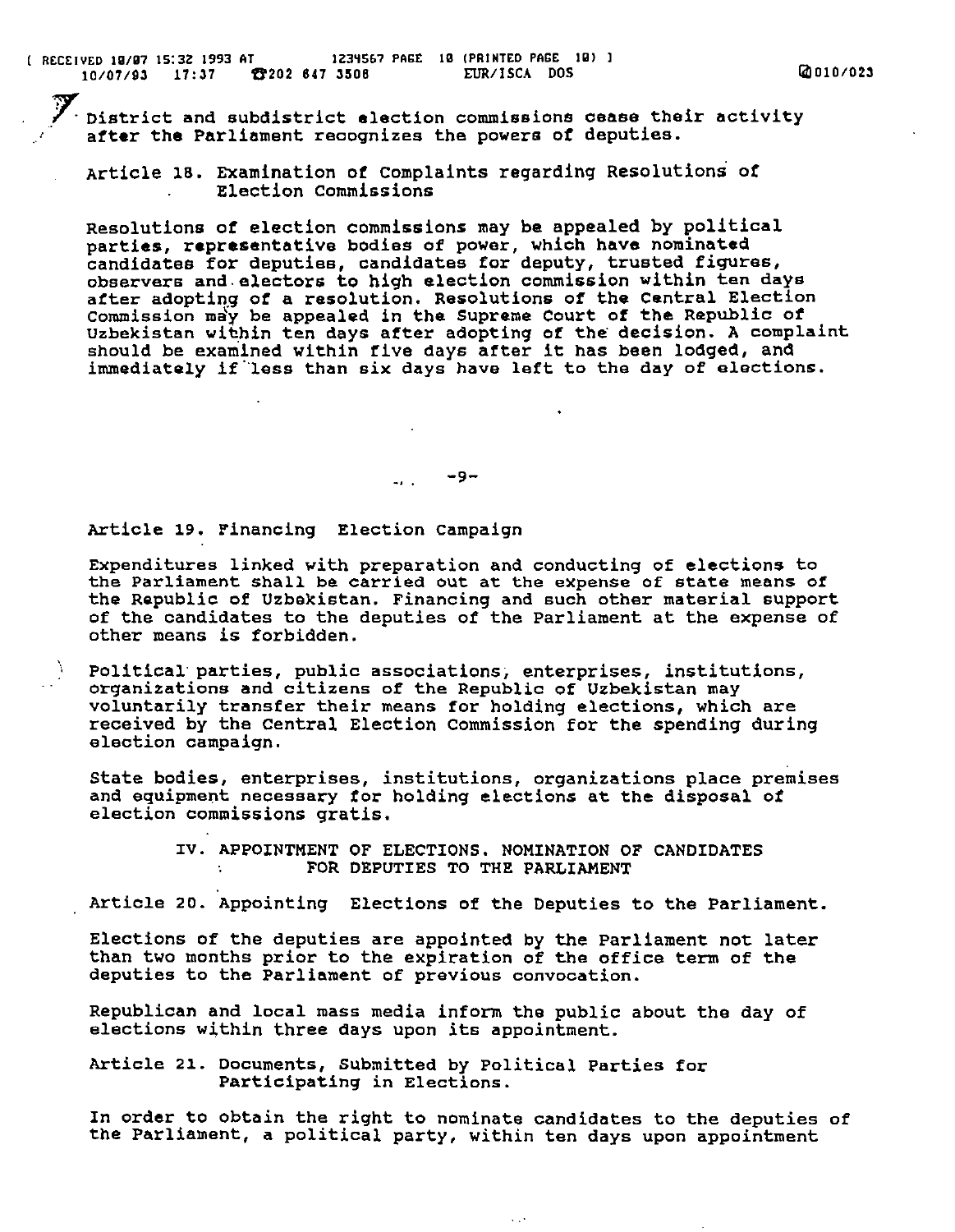District and subdistrict election commissions cease their activity after the Parliament recognizes the powers of deputies.

### Article 18. Examination of Complaints regarding Resolutions of Election Commissions

Resolutions of election commissions may be appealed by political parties, representative bodies of power, which have nominated candidates for deputies, candidates for deputy, trusted figures, observers and electors to high election commission within ten days after adopting of a resolution. Resolutions of the Central Election Commission may be appealed in the Supreme Court of the Republic of Uzbekistan within ten days after adopting of the decision. A complaint should be examined within five days after it has been lodged, and immediately if less than six days have left to the day of elections.

### Article 19. Financing Election Campaign

Expenditures linked with preparation and conducting of elections to the Parliament shall be carried out at the expense of state means of the Republic of Uzbekistan. Financing and such other material support of the candidates to the deputies of the Parliament at the expense of other means is forbidden.

Political parties, public associations, enterprises, institutions, organizations and citizens of the Republic of Uzbekistan may voluntarily transfer their means for holding elections, which are received by the Central Election Commission for the spending during election campaign.

State bodies, enterprises, institutions, organizations place premises and equipment necessary for holding elections at the disposal of election commissions gratis.

## IV. APPOINTMENT OF ELECTIONS. NOMINATION OF CANDIDATES FOR DEPUTIES TO THE PARLIAMENT

### Article 20. Appointing Elections of the Deputies to the Parliament.

Elections of the deputies are appointed by the Parliament not later than two months prior to the expiration of the office term of the deputies to the Parliament of previous convocation.

Republican and local mass media inform the public about the day of elections within three days upon its appointment.

### Article 21. Documents, Submitted by Political Parties for Participating in Elections.

In order to obtain the right to nominate candidates to the deputies of the Parliament, a political party, within ten days upon appointment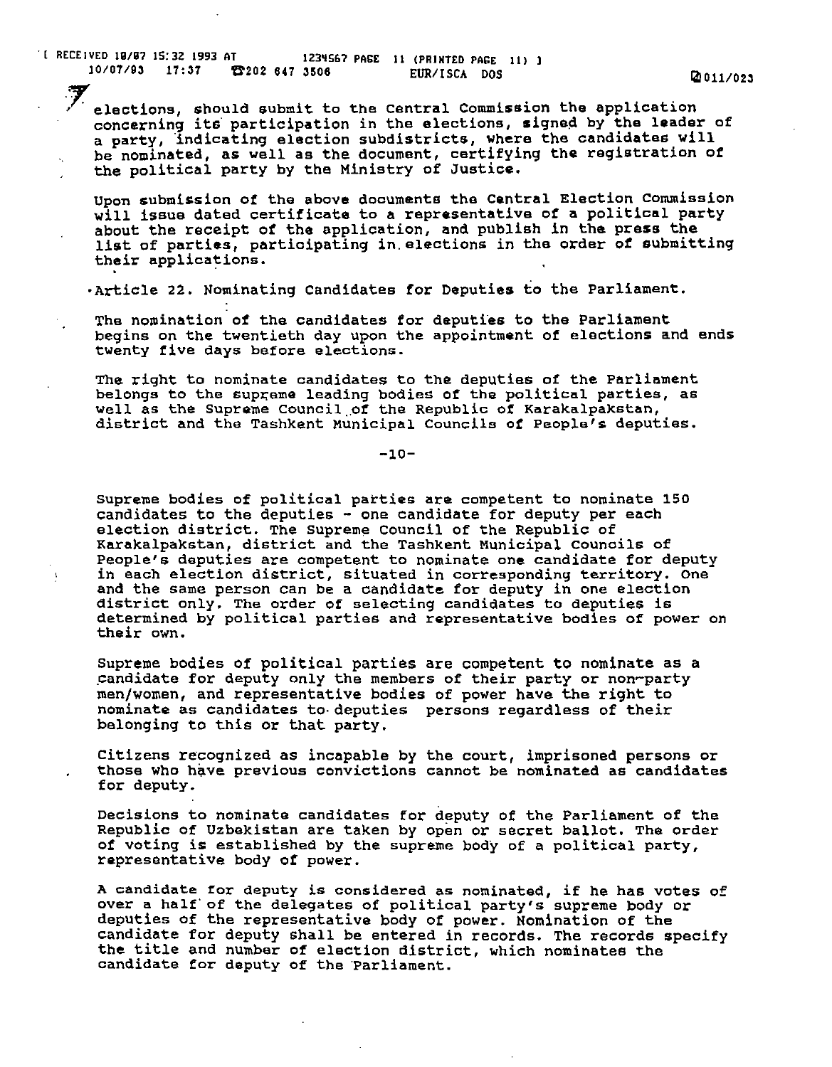elections, should submit to the Central Commission the application concerning its participation in the elections, signed by the leader of a party, indicating election subdistricts, where the candidates will be nominated, as well as the document, certifying the registration of the political party by the Ministry of Justice.

Upon submission of the above documents the Central Election Commission will issue dated certificate to a representative of a political party about the receipt of the application, and publish in the press the list of parties, participating in elections in the order of submitting their applications.

## Article 22. Nominating Candidates for Deputies to the Parliament.

The nomination of the candidates for deputies to the Parliament begins on the twentieth day upon the appointment of elections and ends twenty five days before elections.

The right to nominate candidates to the deputies of the Parliament belongs to the supreme leading bodies of the political parties, as well as the Supreme Council of the Republic of Karakalpakstan, district and the Tashkent Municipal Councils of People's deputies.

Supreme bodies of political parties are competent to nominate 150 candidates to the deputies - one candidate for deputy per each election district. The Supreme Council of the Republic of Karakalpakstan, district and the Tashkent Municipal Councils of People's deputies are competent to nominate one candidate for deputy in each election district, situated in corresponding territory. One and the same person can be a candidate for deputy in one election district only. The order of selecting candidates to deputies is determined by political parties and representative bodies of power on their own.

Supreme bodies of political parties are competent to nominate as a candidate for deputy only the members of their party or non-party men/women, and representative bodies of power have the right to nominate as candidates to deputies persons regardless of their belonging to this or that party.

Citizens recognized as incapable by the court, imprisoned persons or those who have previous convictions cannot be nominated as candidates for deputy.

Decisions to nominate candidates for deputy of the Parliament of the Republic of Uzbekistan are taken by open or secret ballot. The order of voting is established by the supreme body of a political party, representative body of power.

A candidate for deputy is considered as nominated, if he has votes of over a half of the delegates of political party's supreme body or deputies of the representative body of power. Nomination of the candidate for deputy shall be entered in records. The records specify the title and number of election district, which nominates the candidate for deputy of the Parliament.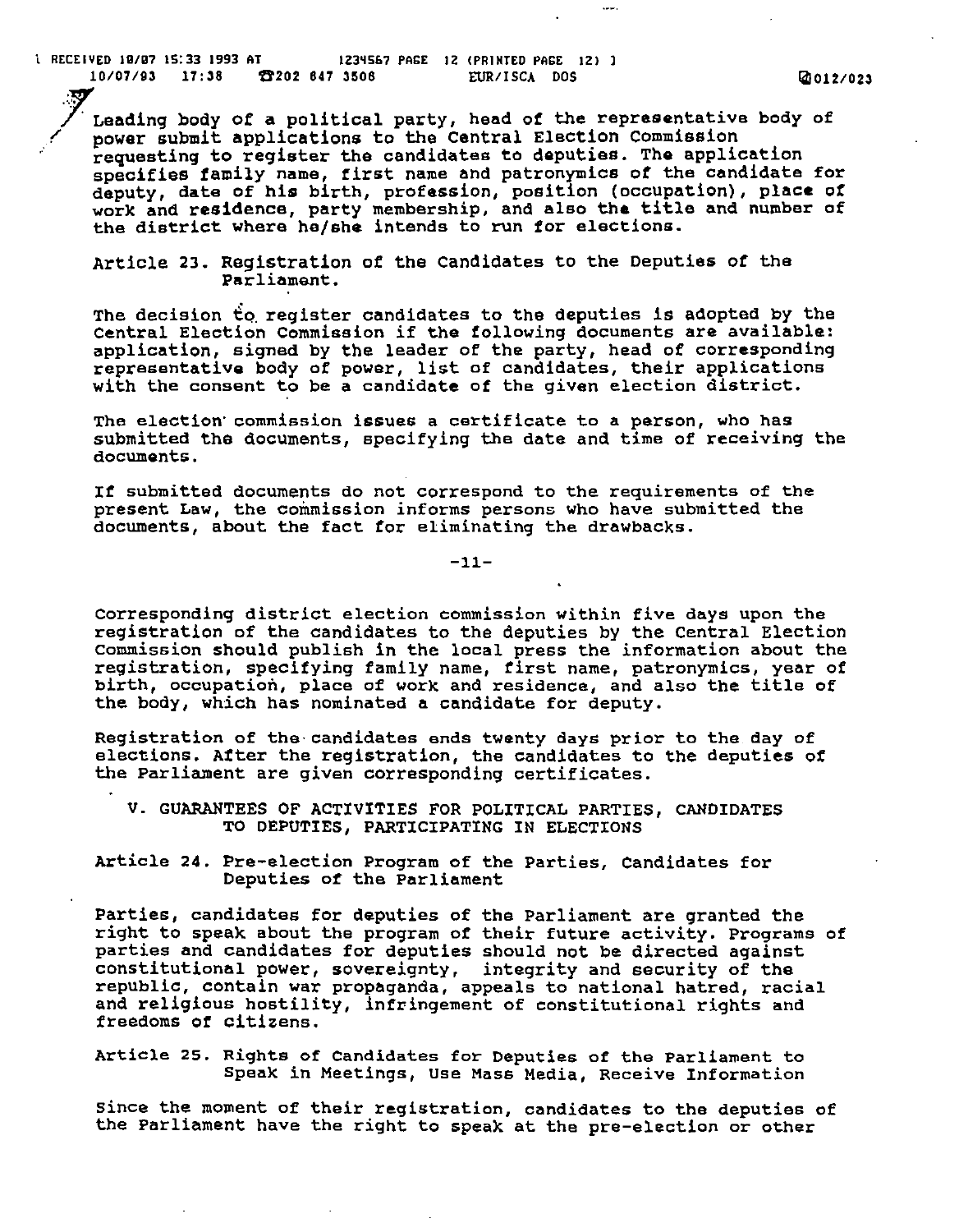Leading body of a political party, head of the representative body of power submit applications to the Central Election Commission requesting to register the candidates to deputies. The application specifies family name, first name and patronymics of the candidate for deputy, date of his birth, profession, position (occupation), place of work and residence, party membership, and also the title and number of the district where he/she intends to run for elections.

Article 23. Registration of the Candidates to the Deputies of the Parliament.

The decision to register candidates to the deputies is adopted by the Central Election Commission if the following documents are available: application, signed by the leader of the party, head of corresponding representative body of power, list of candidates, their applications with the consent to be a candidate of the given election district.

The election commission issues a certificate to a person, who has submitted the documents, specifying the date and time of receiving the documents.

If submitted documents do not correspond to the requirements of the present Law, the commission informs persons who have submitted the documents, about the fact for eliminating the drawbacks.

Corresponding district election commission within five days upon the registration of the candidates to the deputies by the Central Election Commission should publish in the local press the information about the registration, specifying family name, first name, patronymics, year of birth, occupation, place of work and residence, and also the title of the body, which has nominated a candidate for deputy.

Registration of the candidates ends twenty days prior to the day of elections. After the registration, the candidates to the deputies of the Parliament are given corresponding certificates.

## V. GUARANTEES OF ACTIVITIES FOR POLITICAL PARTIES, CANDIDATES TO DEPUTIES, PARTICIPATING IN ELECTIONS

Article 24. Pre-election Program of the Parties, Candidates for Deputies of the Parliament

Parties, candidates for deputies of the Parliament are granted the right to speak about the program of their future activity. Programs of parties and candidates for deputies should not be directed against constitutional power, sovereignty, integrity and security of the republic, contain war propaganda, appeals to national hatred, racial and religious hostility, infringement of constitutional rights and freedoms of citizens.

Article 25. Rights of Candidates for Deputies of the Parliament to Speak in Meetings, Use Mass Media, Receive Information

Since the moment of their registration, candidates to the deputies of the Parliament have the right to speak at the pre-election or other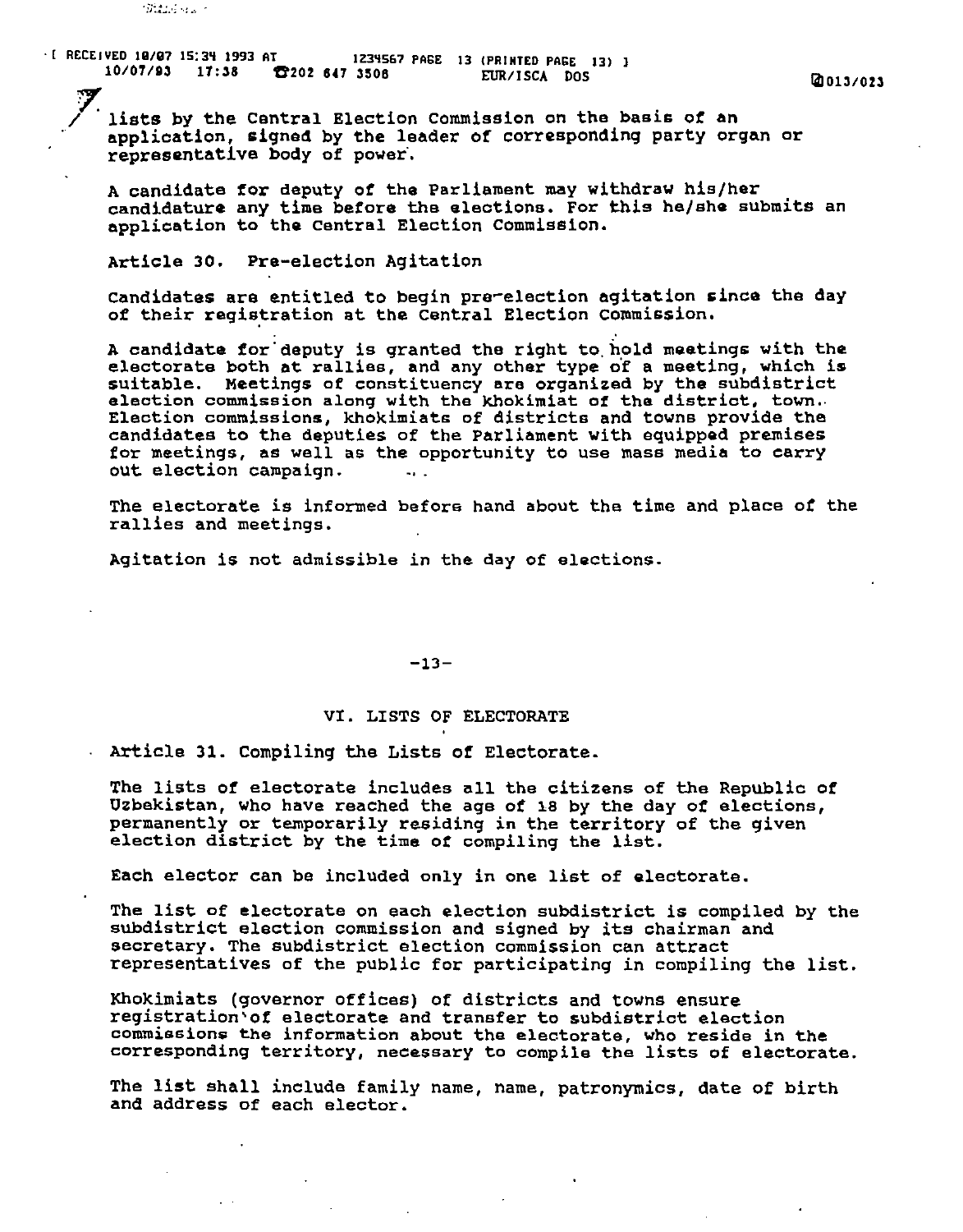lists by the Central Election Commission on the basis of an application, signed by the leader of corresponding party organ or representative body of power.

A candidate for deputy of the Parliament may withdraw his/her candidature any time before the elections. For this he/she submits an application to the Central Election Commission.

Article 30. Pre-election Agitation

Candidates are entitled to begin pre-election agitation since the day of their registration at the Central Election Commission.

A candidate for deputy is granted the right to hold meetings with the electorate both at rallies, and any other type of a meeting, which is suitable. Meetings of constituency are organized by the subdistrict election commission along with the Khokimiat of the district, town. Election commissions, khokimiats of districts and towns provide the candidates to the deputies of the Parliament with equipped premises for meetings, as well as the opportunity to use mass media to carry out election campaign.

The electorate is informed before hand about the time and place of the rallies and meetings.

Agitation is not admissible in the day of elections.

## VI. LISTS OF ELECTORATE

Article 31. Compiling the Lists of Electorate.

The lists of electorate includes all the citizens of the Republic of Uzbekistan, who have reached the age of 18 by the day of elections, permanently or temporarily residing in the territory of the given election district by the time of compiling the list.

Each elector can be included only in one list of electorate.

The list of electorate on each election subdistrict is compiled by the subdistrict election commission and signed by its chairman and secretary. The subdistrict election commission can attract representatives of the public for participating in compiling the list.

Khokimiats (governor offices) of districts and towns ensure registration of electorate and transfer to subdistrict election commissions the information about the electorate, who reside in the corresponding territory, necessary to compile the lists of electorate.

The list shall include family name, name, patronymics, date of birth and address of each elector.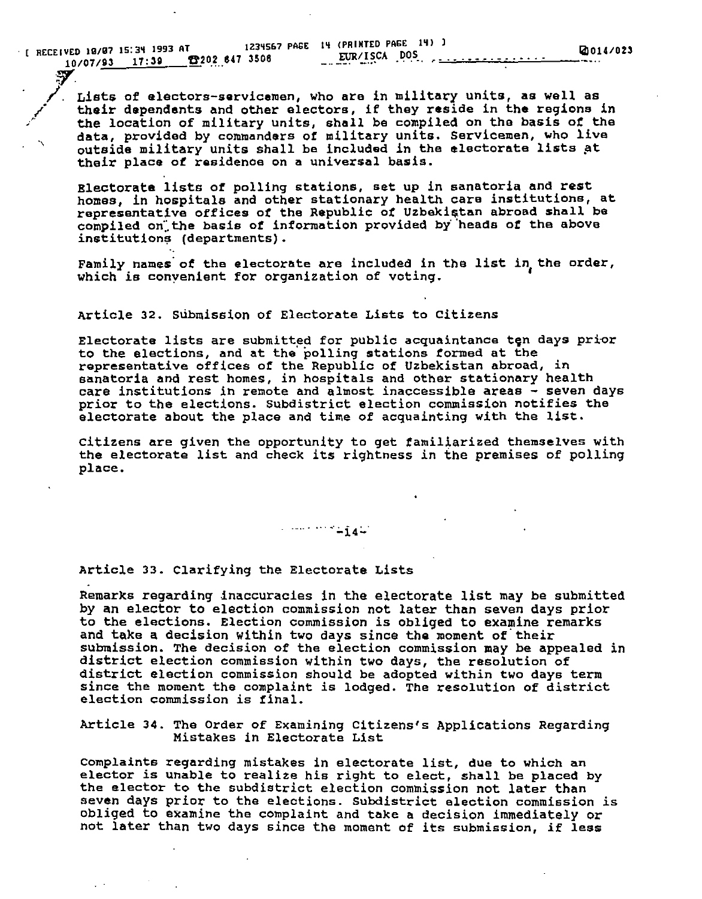Lists of electors-servicemen, who are in military units, as well as their dependents and other electors, if they reside in the regions in the location of military units, shall be compiled on the basis of the data, provided by commanders of military units. Servicemen, who live outside military units shall be included in the electorate lists at their place of residence on a universal basis.

Electorate lists of polling stations, set up in sanatoria and rest homes, in hospitals and other stationary health care institutions, at representative offices of the Republic of Uzbekistan abroad shall be compiled on the basis of information provided by heads of the above institutions (departments).

Family names of the electorate are included in the list in the order, which is convenient for organization of voting.

Article 32. Submission of Electorate Lists to Citizens

Electorate lists are submitted for public acquaintance ten days prior to the elections, and at the polling stations formed at the representative offices of the Republic of Uzbekistan abroad, in sanatoria and rest homes, in hospitals and other stationary health care institutions in remote and almost inaccessible areas - seven days prior to the elections. Subdistrict election commission notifies the electorate about the place and time of acquainting with the list.

Citizens are given the opportunity to get familiarized themselves with the electorate list and check its rightness in the premises of polling place.

Article 33. Clarifying the Electorate Lists

Remarks regarding inaccuracies in the electorate list may be submitted by an elector to election commission not later than seven days prior to the elections. Election commission is obliged to examine remarks and take a decision within two days since the moment of their submission. The decision of the election commission may be appealed in district election commission within two days, the resolution of district election commission should be adopted within two days term since the moment the complaint is lodged. The resolution of district election commission is final.

Article 34. The Order of Examining Citizens's Applications Regarding Mistakes in Electorate List

Complaints regarding mistakes in electorate list, due to which an elector is unable to realize his right to elect, shall be placed by the elector to the subdistrict election commission not later than seven days prior to the elections. Subdistrict election commission is obliged to examine the complaint and take a decision immediately or not later than two days since the moment of its submission, if less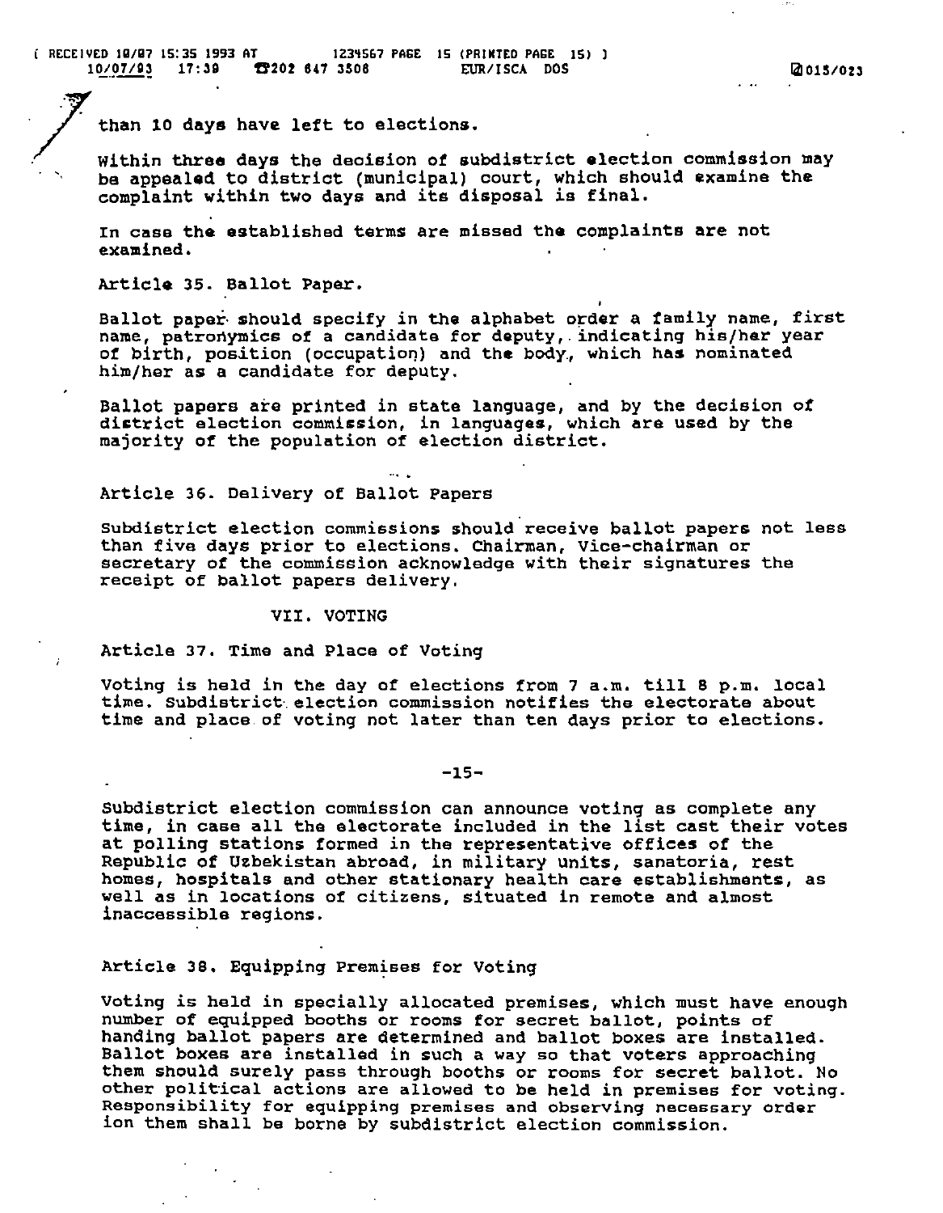than 10 days have left to elections.

Within three days the decision of subdistrict election commission may be appealed to district (municipal) court, which should examine the complaint within two days and its disposal is final.

In case the established terms are missed the complaints are not examined.

Article 35. Ballot Paper.

Ballot paper should specify in the alphabet order a family name, first name, patronymics of a candidate for deputy, indicating his/her year of birth, position (occupation) and the body, which has nominated him/her as a candidate for deputy.

Ballot papers are printed in state language, and by the decision of district election commission, in languages, which are used by the majority of the population of election district.

Article 36. Delivery of Ballot Papers

Subdistrict election commissions should receive ballot papers not less than five days prior to elections. Chairman, Vice-chairman or secretary of the commission acknowledge with their signatures the receipt of ballot papers delivery.

## VII. VOTING

Article 37. Time and Place of Voting

Voting is held in the day of elections from 7 a.m. till 8 p.m. local time. Subdistrict election commission notifies the electorate about time and place of voting not later than ten days prior to elections.

Subdistrict election commission can announce voting as complete any time, in case all the electorate included in the list cast their votes at polling stations formed in the representative offices of the Republic of Uzbekistan abroad, in military units, sanatoria, rest homes, hospitals and other stationary health care establishments, as well as in locations of citizens, situated in remote and almost inaccessible regions.

Article 38. Equipping Premises for Voting

Voting is held in specially allocated premises, which must have enough number of equipped booths or rooms for secret ballot, points of handing ballot papers are determined and ballot boxes are installed. Ballot boxes are installed in such a way so that voters approaching them should surely pass through booths or rooms for secret ballot. No other political actions are allowed to be held in premises for voting. Responsibility for equipping premises and observing necessary order ion them shall be borne by subdistrict election commission.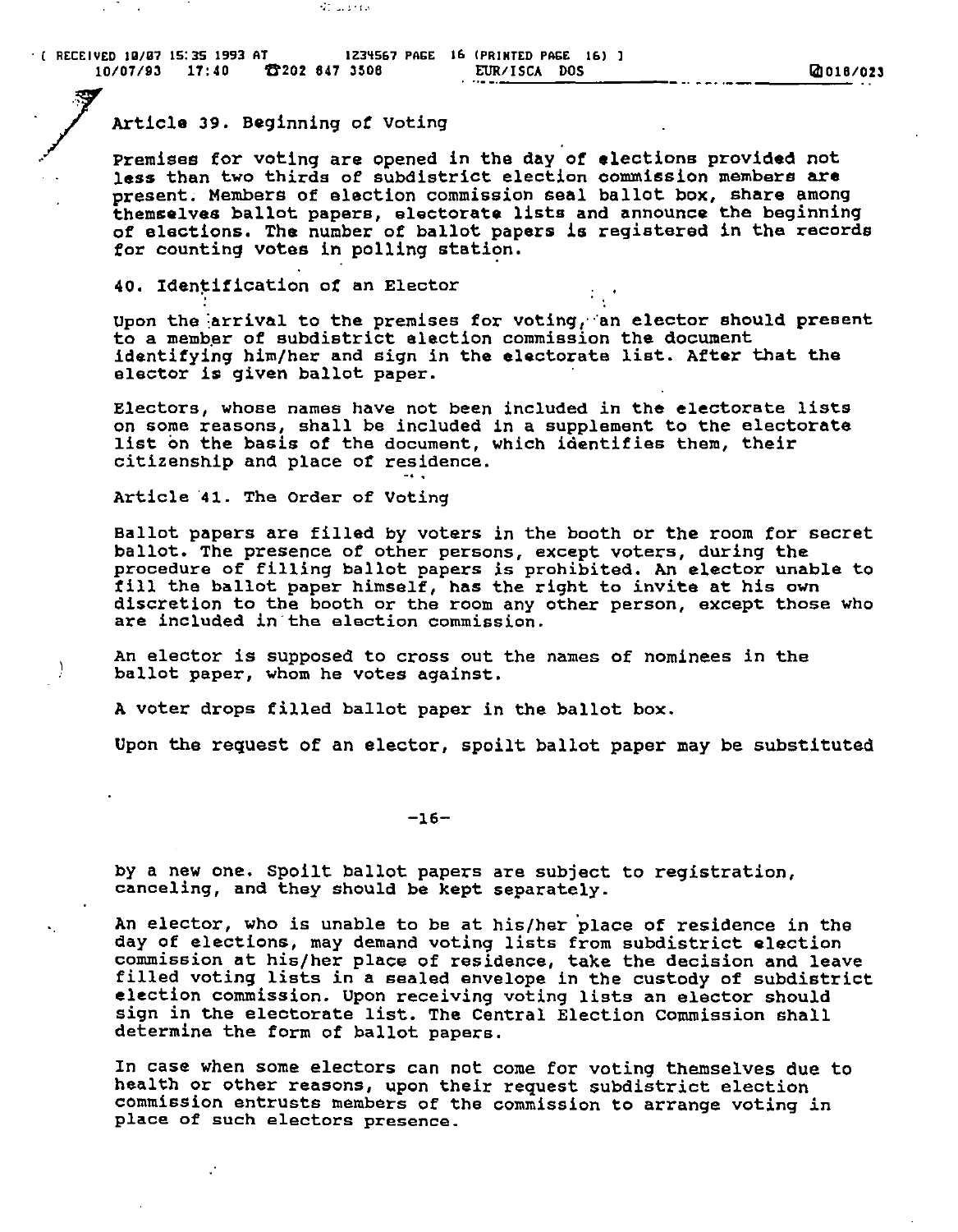## Article 39. Beginning of Voting

Premises for voting are opened in the day of elections provided not less than two thirds of subdistrict election commission members are present. Members of election commission seal ballot box, share among themselves ballot papers, electorate lists and announce the beginning of elections. The number of ballot papers is registered in the records for counting votes in polling station.

## 40. Identification of an Elector

Upon the arrival to the premises for voting, an elector should present to a member of subdistrict election commission the document identifying him/her and sign in the electorate list. After that the elector is given ballot paper.

Electors, whose names have not been included in the electorate lists on some reasons, shall be included in a supplement to the electorate list on the basis of the document, which identifies them, their citizenship and place of residence.

## Article 41. The Order of Voting

Ballot papers are filled by voters in the booth or the room for secret ballot. The presence of other persons, except voters, during the procedure of filling ballot papers is prohibited. An elector unable to fill the ballot paper himself, has the right to invite at his own discretion to the booth or the room any other person, except those who are included in the election commission.

An elector is supposed to cross out the names of nominees in the ballot paper, whom he votes against.

A voter drops filled ballot paper in the ballot box.

Upon the request of an elector, spoilt ballot paper may be substituted by a new one. Spoilt ballot papers are subject to registration, canceling, and they should be kept separately.

An elector, who is unable to be at his/her place of residence in the day of elections, may demand voting lists from subdistrict election commission at his/her place of residence, take the decision and leave filled voting lists in a sealed envelope in the custody of subdistrict election commission. Upon receiving voting lists an elector should sign in the electorate list. The Central Election Commission shall determine the form of ballot papers.

In case when some electors can not come for voting themselves due to health or other reasons, upon their request subdistrict election commission entrusts members of the commission to arrange voting in place of such electors presence.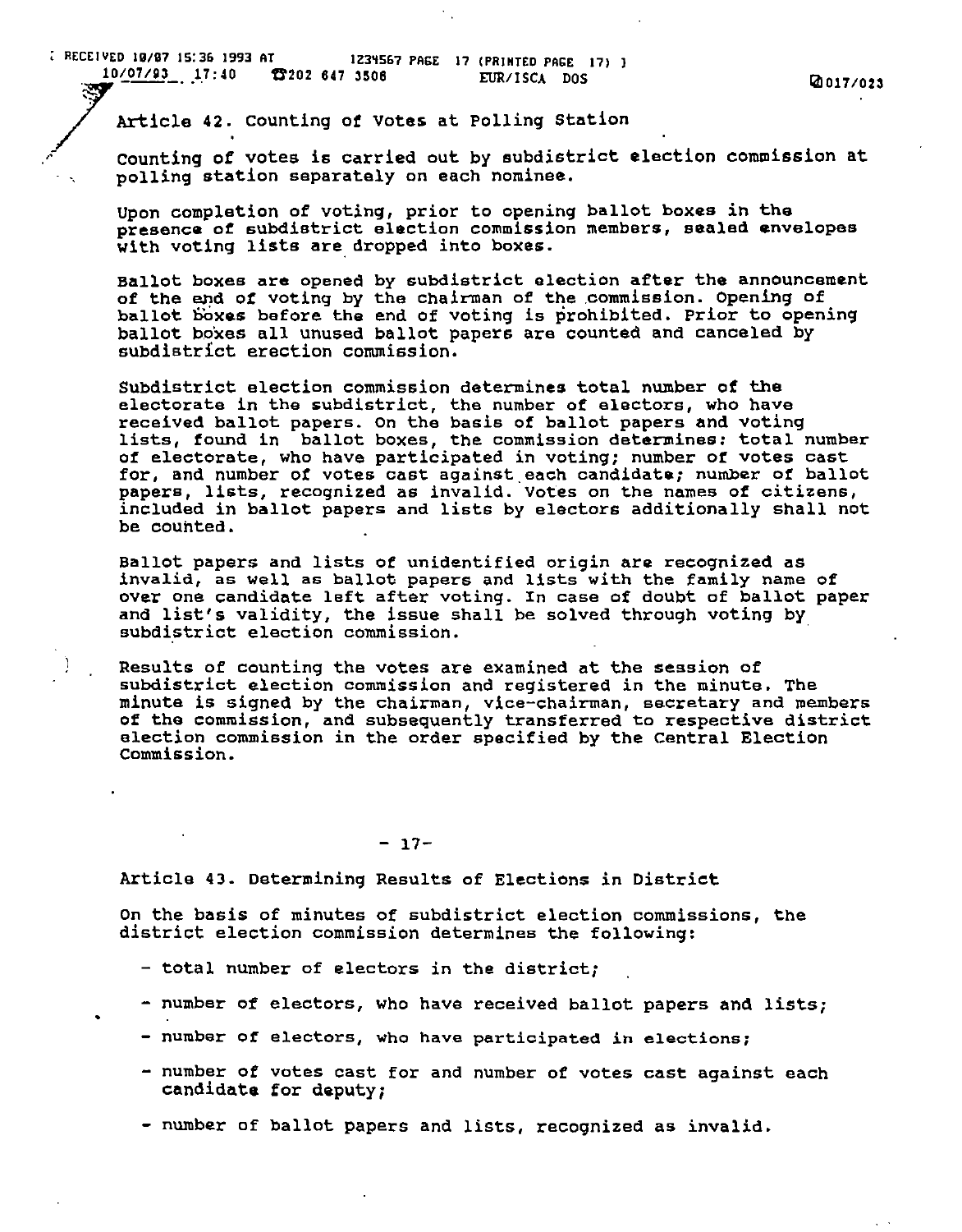## Article 42. Counting of Votes at Polling Station

Counting of votes is carried out by subdistrict election commission at polling station separately on each nominee.

Upon completion of voting, prior to opening ballot boxes in the presence of subdistrict election commission members, sealed envelopes with voting lists are dropped into boxes.

Ballot boxes are opened by subdistrict election after the announcement of the end of voting by the chairman of the commission. Opening of ballot boxes before the end of voting is prohibited. Prior to opening ballot boxes all unused ballot papers are counted and canceled by subdistrict erection commission.

Subdistrict election commission determines total number of the electorate in the subdistrict, the number of electors, who have received ballot papers. On the basis of ballot papers and voting lists, found in ballot boxes, the commission determines: total number of electorate, who have participated in voting; number of votes cast for, and number of votes cast against each candidate; number of ballot papers, lists, recognized as invalid. Votes on the names of citizens, included in ballot papers and lists by electors additionally shall not be counted.

Ballot papers and lists of unidentified origin are recognized as invalid, as well as ballot papers and lists with the family name of over one candidate left after voting. In case of doubt of ballot paper and list's validity, the issue shall be solved through voting by subdistrict election commission.

Results of counting the votes are examined at the session of subdistrict election commission and registered in the minute. The minute is signed by the chairman, vice-chairman, secretary and members of the commission, and subsequently transferred to respective district election commission in the order specified by the Central Election Commission.

## Article 43. Determining Results of Elections in District

On the basis of minutes of subdistrict election commissions, the district election commission determines the following:

- total number of electors in the district;
- number of electors, who have received ballot papers and lists;
- number of electors, who have participated in elections;
- number of votes cast for and number of votes cast against each candidate for deputy;
- number of ballot papers and lists, recognized as invalid.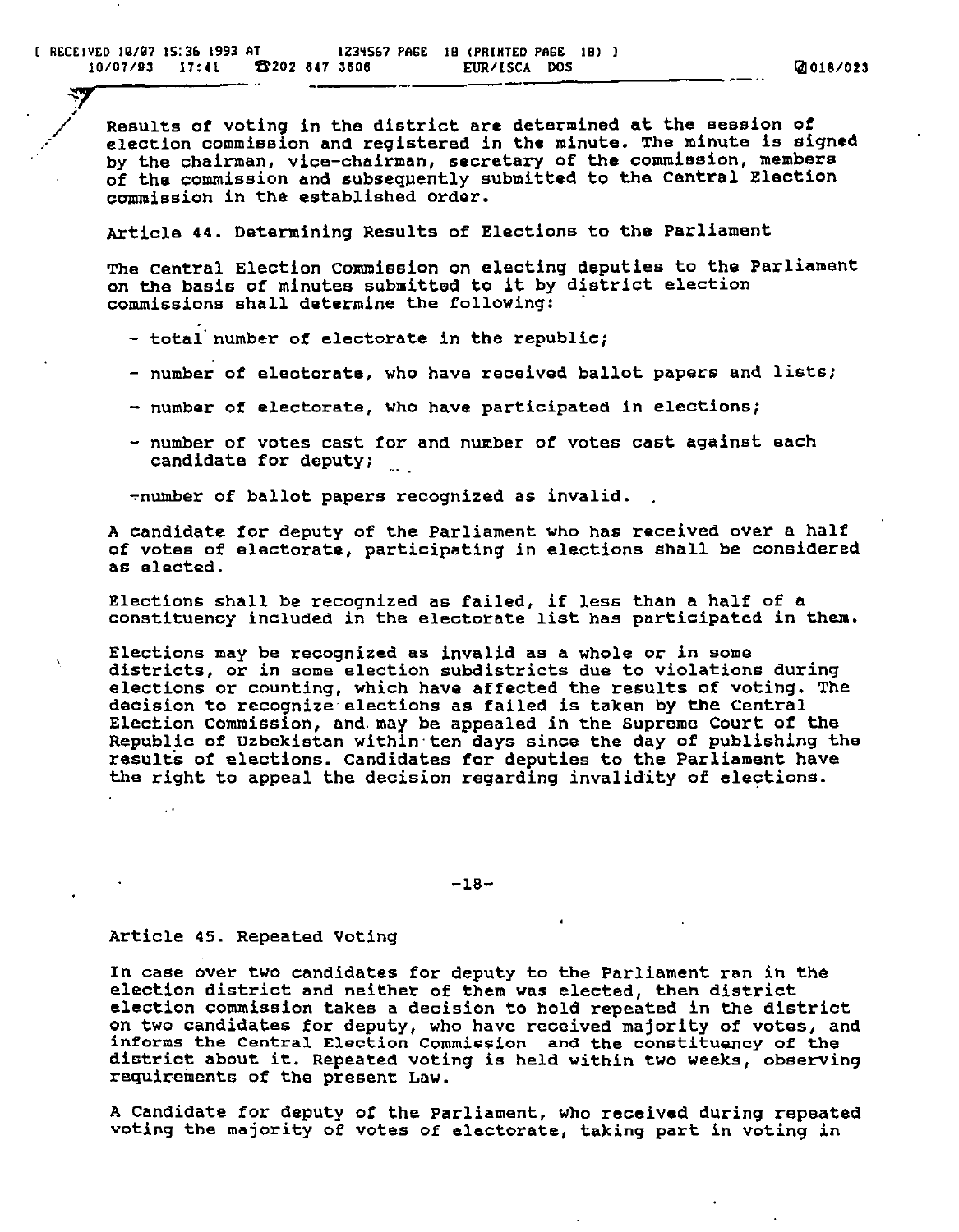Results of voting in the district are determined at the session of election commission and registered in the minute. The minute is signed by the chairman, vice-chairman, secretary of the commission, members of the commission and subsequently submitted to the Central Election commission in the established order.

Article 44. Determining Results of Elections to the Parliament

The Central Election Commission on electing deputies to the Parliament on the basis of minutes submitted to it by district election commissions shall determine the following:

- total number of electorate in the republic;
- number of electorate, who have received ballot papers and lists;
- number of electorate, who have participated in elections;
- number of votes cast for and number of votes cast against each candidate for deputy;
- number of ballot papers recognized as invalid.

A candidate for deputy of the Parliament who has received over a half of votes of electorate, participating in elections shall be considered as elected.

Elections shall be recognized as failed, if less than a half of a constituency included in the electorate list has participated in them.

Elections may be recognized as invalid as a whole or in some districts, or in some election subdistricts due to violations during elections or counting, which have affected the results of voting. The decision to recognize elections as failed is taken by the Central Election Commission, and may be appealed in the Supreme Court of the Republic of Uzbekistan within ten days since the day of publishing the results of elections. Candidates for deputies to the Parliament have the right to appeal the decision regarding invalidity of elections.

Article 45. Repeated Voting

In case over two candidates for deputy to the Parliament ran in the election district and neither of them was elected, then district election commission takes a decision to hold repeated in the district on two candidates for deputy, who have received majority of votes, and informs the Central Election Commission and the constituency of the district about it. Repeated voting is held within two weeks, observing requirements of the present Law.

A Candidate for deputy of the Parliament, who received during repeated voting the majority of votes of electorate, taking part in voting in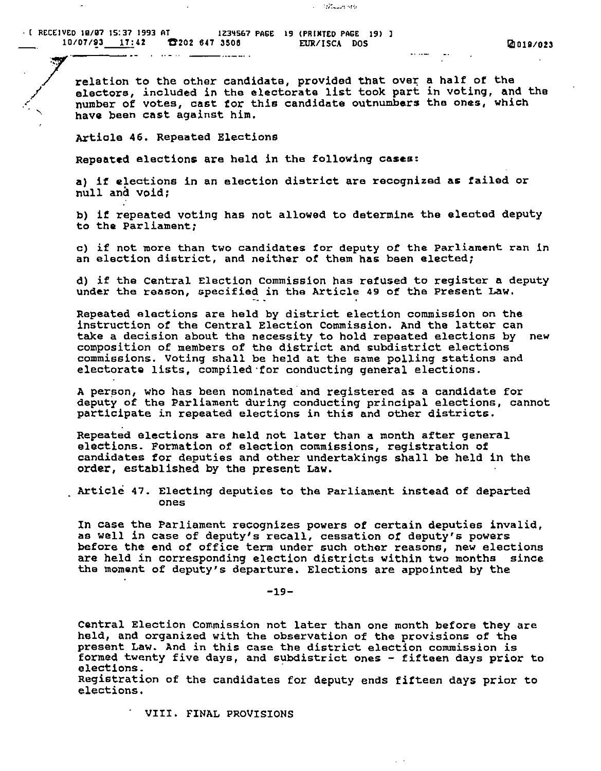relation to the other candidate, provided that over a half of the electors, included in the electorate list took part in voting, and the number of votes, cast for this candidate outnumbers the ones, which have been cast against him.

Article 46. Repeated Elections

Repeated elections are held in the following cases:

a) if elections in an election district are recognized as failed or null and void;

b) if repeated voting has not allowed to determine the elected deputy to the Parliament;

c) if not more than two candidates for deputy of the Parliament ran in an election district, and neither of them has been elected;

d) if the Central Election Commission has refused to register a deputy under the reason, specified in the Article 49 of the Present Law.

Repeated elections are held by district election commission on the instruction of the Central Election Commission. And the latter can take a decision about the necessity to hold repeated elections by new composition of members of the district and subdistrict elections commissions. Voting shall be held at the same polling stations and electorate lists, compiled for conducting general elections.

A person, who has been nominated and registered as a candidate for deputy of the Parliament during conducting principal elections, cannot participate in repeated elections in this and other districts.

Repeated elections are held not later than a month after general elections. Formation of election commissions, registration of candidates for deputies and other undertakings shall be held in the order, established by the present Law.

Article 47. Electing deputies to the Parliament instead of departed ones

In case the Parliament recognizes powers of certain deputies invalid, as well in case of deputy's recall, cessation of deputy's powers before the end of office term under such other reasons, new elections are held in corresponding election districts within two months since the moment of deputy's departure. Elections are appointed by the Central Election Commission not later than one month before they are held, and organized with the observation of the provisions of the present Law. And in this case the district election commission is formed twenty five days, and subdistrict ones - fifteen days prior to elections.
Registration of the candidates for deputy ends fifteen days prior to elections.

VIII. FINAL PROVISIONS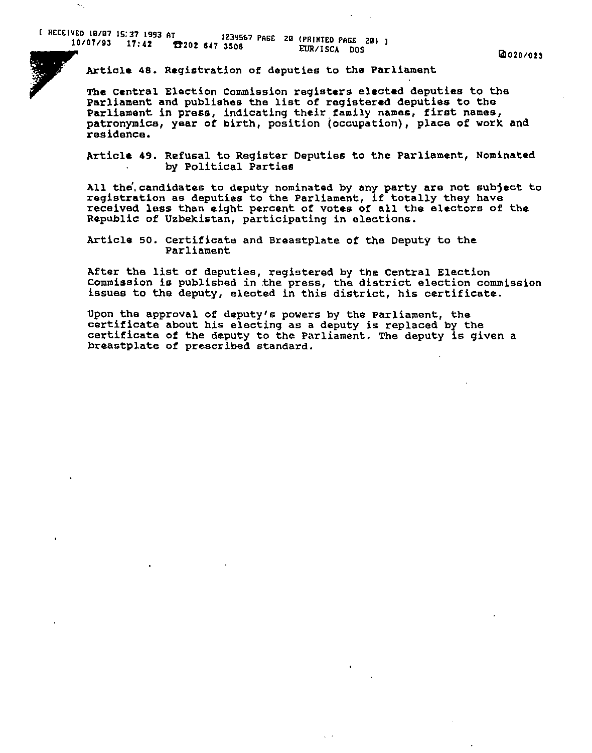Article 48. Registration of deputies to the Parliament

The Central Election Commission registers elected deputies to the Parliament and publishes the list of registered deputies to the Parliament in press, indicating their family names, first names, patronymics, year of birth, position (occupation), place of work and residence.

Article 49. Refusal to Register Deputies to the Parliament, Nominated by Political Parties

All the candidates to deputy nominated by any party are not subject to registration as deputies to the Parliament, if totally they have received less than eight percent of votes of all the electors of the Republic of Uzbekistan, participating in elections.

Article 50. Certificate and Breastplate of the Deputy to the Parliament

After the list of deputies, registered by the Central Election Commission is published in the press, the district election commission issues to the deputy, elected in this district, his certificate.

Upon the approval of deputy's powers by the Parliament, the certificate about his electing as a deputy is replaced by the certificate of the deputy to the Parliament. The deputy is given a breastplate of prescribed standard.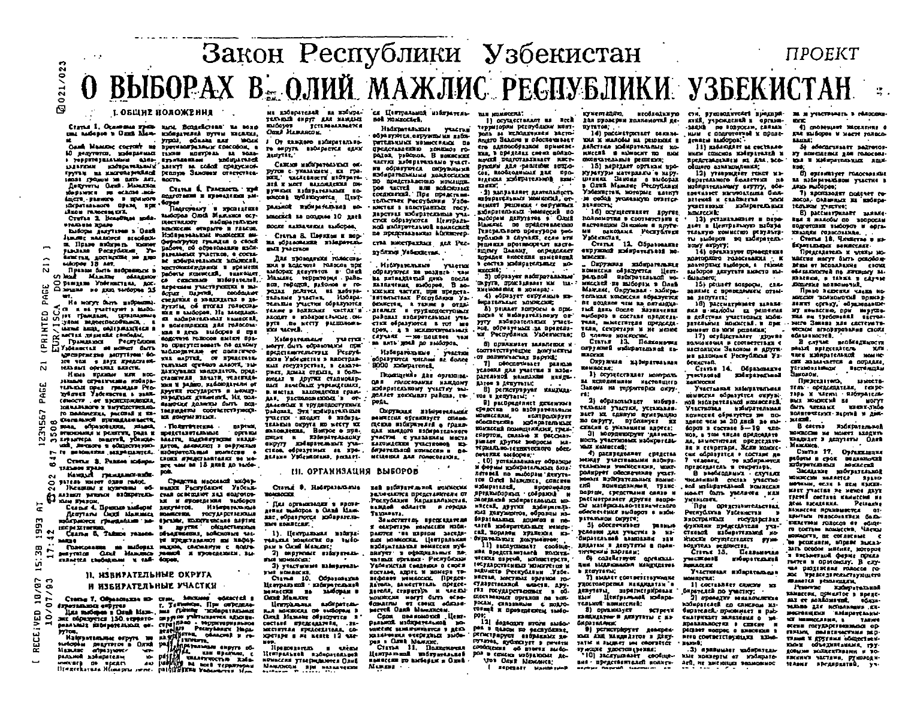# Закон Республики Узбекистан

ПРОЕКТ

# О ВЫБОРАХ В ОЛИЙ МАЖЛИС РЕСПУБЛИКИ УЗБЕКИСТАН

## I. ОБЩИЕ ПОЛОЖЕНИЯ

**Статья 1. Основные принципы выборов в Олий Мажлис**

Олий Мажлис состоит из 150 депутатов, избираемых по территориальным одномандатным избирательным округам на многопартийной основе сроком на пять лет.

Депутаты Олий Мажлиса избираются на основе всеобщего, равного и прямого избирательного права при тайном голосовании.

**Статья 2. Всеобщее избирательное право**

Выборы депутатов в Олий Мажлис являются всеобщими. Право избирать имеют граждане Республики Узбекистан, достигшие ко дню выборов 18 лет.

Правом быть избранным в Олий Мажлис обладают граждане Узбекистана, достигшие ко дню выборов 25 лет.

**Статья 3. Равное избирательное право**

**Статья 4. Прямые выборы**

**Статья 5. Тайное голосование**

**Статья 6. Гласность при подготовке и проведении выборов**

## II. ИЗБИРАТЕЛЬНЫЕ ОКРУГА И ИЗБИРАТЕЛЬНЫЕ УЧАСТКИ

**Статья 7. Образование избирательных округов**

**Статья 8. Порядок образования избирательных участков**

## III. ОРГАНИЗАЦИЯ ВЫБОРОВ

**Статья 9. Избирательные комиссии**

**Статья 10. Образование Центральной избирательной комиссии по выборам в Олий Мажлис**

**Статья 11. Полномочия Центральной избирательной комиссии по выборам в Олий Мажлис**

**Статья 12. Образование окружной избирательной комиссии**

**Статья 13. Полномочия окружной избирательной комиссии**

**Статья 14. Образование участковой избирательной комиссии**

**Статья 15. Полномочия участковой избирательной комиссии**

**Статья 16. Члены избирательных комиссий**

**Статья 17. Организация работы избирательных комиссий**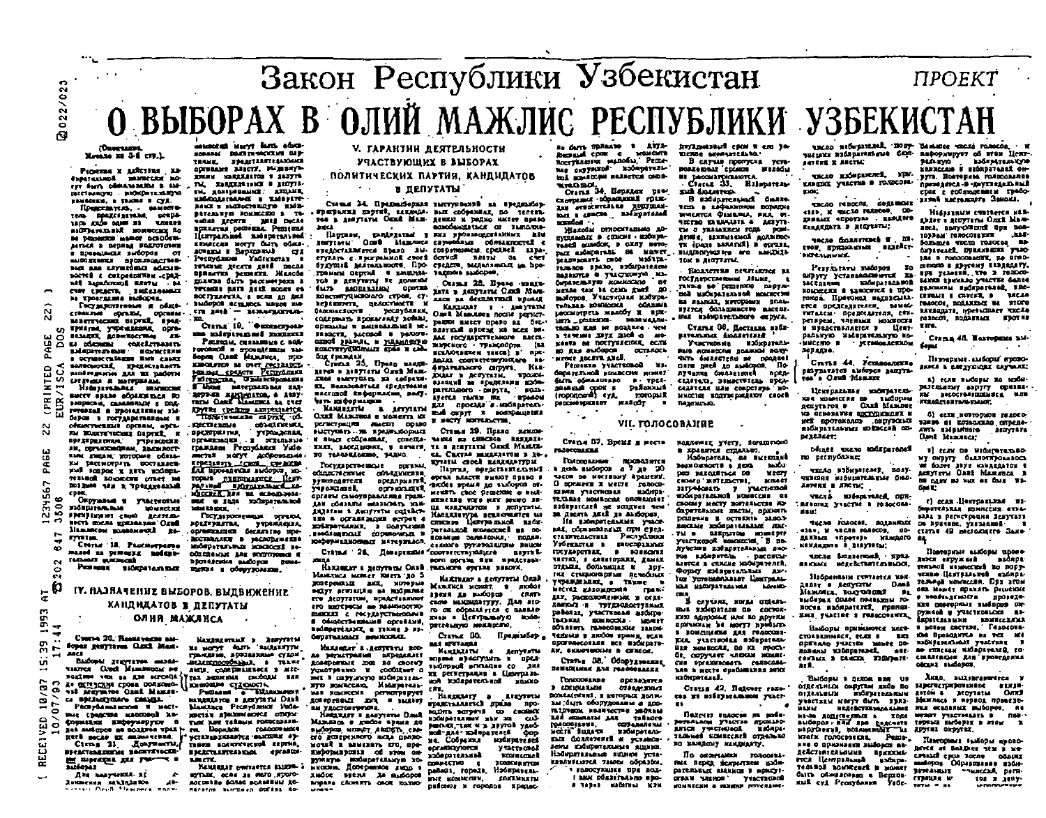# Закон Республики Узбекистан

*ПРОЕКТ*

# О ВЫБОРАХ В ОЛИЙ МАЖЛИС РЕСПУБЛИКИ УЗБЕКИСТАН

(Окончание. Начало на 3-й стр.)

Решения и действия избирательной комиссии могут быть обжалованы в вышестоящую избирательную комиссию, а также в суд.

Представитель, заместитель председателя, секретарь либо один из членов избирательной комиссии по решению может освобождаться в период подготовки и проведения выборов от выполнения производственных или служебных обязанностей с сохранением средней заработной платы за счет средств, выделяемых на проведение выборов.

Государственные и общественные органы, органы политических партий, предприятия, учреждения, организации, должностные лица обязаны содействовать избирательным комиссиям в осуществлении ими своих полномочий, предоставлять необходимые для их работы сведения и материалы.

Избирательная комиссия вправе обращаться по вопросам, связанным с подготовкой и проведением выборов, в государственные и общественные органы, органы политических партий, к предприятиям, учреждениям, организациям, должностным лицам, которые обязаны рассмотреть поставленный вопрос и дать избирательной комиссии ответ не позднее чем в трехдневный срок.

Окружные и участковые избирательные комиссии прекращают свою деятельность после признания Олий Мажлисом полномочий депутатов.

**Статья 18. Рассмотрение жалоб на решения избирательных комиссий**

Решения избирательных комиссий могут быть обжалованы политическими партиями, представительными органами власти, выдвинувшими кандидатов в депутаты, кандидатами в депутаты, доверенными лицами, наблюдателями в вышестоящую избирательную комиссию в течение десяти дней после принятия решения. Решения Центральной избирательной комиссии могут быть обжалованы в Верховный суд Республики Узбекистан в течение десяти дней после принятия решения. Жалоба должна быть рассмотрена в течение пяти дней после ее поступления, а если до дня выборов осталось менее шести дней — незамедлительно.

**Статья 19. Финансирование избирательной кампании**

Расходы, связанные с подготовкой и проведением выборов Олий Мажлиса, производятся за счет государственных средств Республики Узбекистан. Финансирование и иная материальная поддержка кандидатов в депутаты Олий Мажлиса за счет других средств запрещается.

Политические партии, общественные объединения, предприятия, учреждения, организации, а также отдельные граждане Республики Узбекистан могут добровольно перечислять свои средства для проведения выборов, которые поступают в Центральную избирательную комиссию для их использования в ходе избирательной кампании.

Государственные органы, предприятия, учреждения, организации бесплатно предоставляют в распоряжение избирательных комиссий помещения и оборудование.

## IV. НАЗНАЧЕНИЕ ВЫБОРОВ. ВЫДВИЖЕНИЕ КАНДИДАТОВ В ДЕПУТАТЫ ОЛИЙ МАЖЛИСА

**Статья 20. Назначение выборов депутатов Олий Мажлиса**

Выборы депутатов назначаются Олий Мажлисом не позднее чем за три месяца до истечения срока полномочий депутатов Олий Мажлиса предыдущего созыва.

Республиканские и местные средства массовой информации сообщают о дне выборов не позднее чем через пять дней после их назначения.

**Статья 21. Документы, представляемые политическими партиями для участия в выборах**

Для выдвижения кандидатов ...

Кандидатами в депутаты не могут быть выдвинуты граждане, признанные судом недееспособными, а также лица, содержащиеся в местах лишения свободы по приговору суда.

Выдвижение кандидатов в депутаты Олий Мажлиса Республики Узбекистан производится открытым или тайным голосованием. Порядок голосования устанавливается высшим органом политической партии, представительного органа власти.

Кандидат считается выдвинутым, если за него проголосовало более половины депутатов ...

## V. ГАРАНТИИ ДЕЯТЕЛЬНОСТИ УЧАСТВУЮЩИХ В ВЫБОРАХ ПОЛИТИЧЕСКИХ ПАРТИЙ, КАНДИДАТОВ В ДЕПУТАТЫ

**Статья 24. Предвыборная программа партий, кандидатов в депутаты Олий Мажлиса**

Партиям, кандидатам в депутаты Олий Мажлиса предоставляется право выступать с программой своей будущей деятельности. Программы партий и кандидатов в депутаты не должны быть направлены против конституционного строя, суверенитета, целостности и безопасности республики, содержать пропаганду войны, социальной, национальной, расовой и религиозной вражды, и ущемлять конституционные права и свободы граждан.

**Статья 25. Право кандидатов в депутаты Олий Мажлиса выступать на собраниях, использовать средства массовой информации**

Кандидаты в депутаты Олий Мажлиса с момента их регистрации имеют право выступать на предвыборных и иных собраниях, совещаниях, заседаниях, в печати, по телевидению, радио.

Государственные органы, общественные объединения, руководители предприятий, учреждений, организаций, органы самоуправления граждан обязаны оказывать кандидатам в депутаты содействие в организации встреч с избирателями, в получении необходимых справочных и информационных материалов.

**Статья 26. Доверенные лица**

Кандидат в депутаты Олий Мажлиса может иметь до 5 доверенных лиц, которые ведут агитацию за избрание его депутатом, представляют его интересы во взаимоотношениях с государственными и общественными органами, избирателями, а также в избирательных комиссиях.

Кандидат в депутаты после регистрации определяет доверенных лиц по своему усмотрению и сообщает о них в окружную избирательную комиссию, которая регистрирует доверенных лиц и выдает им удостоверения.

Кандидат в депутаты Олий Мажлиса в любое время до выборов может отозвать свое доверенное лицо ... Доверенное лицо в любое время может сложить свои полномочия.

... выступлений на предвыборных собраниях, по телевидению и радио имеет право освобождаться от выполнения производственных или служебных обязанностей с сохранением средней заработной платы за счет средств, выделяемых на проведение выборов.

**Статья 28. Право кандидата в депутаты Олий Мажлиса на бесплатный проезд**

Кандидат в депутаты Олий Мажлиса после регистрации имеет право на бесплатный проезд на всех видах транспорта (за исключением такси) в пределах соответствующего избирательного округа. Кандидаты в депутаты, проживающие за пределами избирательного округа, пользуются таким же правом проезда к избирательному округу и возвращения к месту жительства.

**Статья 29. Право кандидата на снятие своей кандидатуры**

Партии, представительный орган власти, выдвинувший кандидата, могут в любое время до выборов отменить свое решение о выдвижении кандидата в депутаты. Кандидатура исключается из списка Центральной избирательной комиссией на основании заявления, подаваемого соответствующим партийным органом или представительным органом власти.

Кандидат в депутаты Олий Мажлиса может в любое время снять свою кандидатуру. Для этого он обращается с заявлением в Центральную избирательную комиссию.

**Статья 30. Предвыборная агитация**

Кандидаты в депутаты вправе выступать с предвыборной агитацией со дня их регистрации в Центральной избирательной комиссии.

Кандидату в депутаты предоставляется право проводить встречи со своими избирателями как на собраниях, так и в другой удобной для избирателей форме. Собрания избирателей организуются участковой комиссией совместно с хокимиятами районов, городов ...

... не быть принято в двухдневный срок с момента поступления жалобы. Решение окружной избирательной комиссии является окончательным.

**Статья 34. Порядок рассмотрения обращений граждан относительно допущенных в списке избирателей ошибок**

Жалобы относительно допущенных в списке избирателей ошибок ... избиратель вправе подать жалобу в участковую избирательную комиссию не позднее чем за семь дней до выборов. Участковая избирательная комиссия обязана рассмотреть жалобу и принять решение ... не позднее чем в течение двух дней с момента ее поступления, если до выборов осталось менее десяти дней.

Решение участковой избирательной комиссии может быть обжаловано в трехдневный срок в районный (городской) суд, который рассматривает жалобу в двухдневный срок и его решение окончательно.

В случае пропуска установленных сроков жалобы не рассматриваются.

**Статья 35. Избирательный бюллетень**

В избирательный бюллетень в алфавитном порядке вносятся фамилия, имя, отчество кандидата в депутаты с указанием года рождения, занимаемой должности (рода занятий) и органа, выдвинувшего его кандидатом в депутаты.

Бюллетени печатаются на государственном языке, а также по решению окружной избирательной комиссии на языках, которыми пользуется большинство населения избирательного округа.

**Статья 36. Доставка избирательных бюллетеней**

Участковые избирательные комиссии должны получить бюллетени не позднее чем за три дня до выборов. Получение бюллетеней проверяет председатель, заместитель председателя или секретарь комиссии, подтверждая своей подписью.

## VII. ГОЛОСОВАНИЕ

**Статья 37. Время и место голосования**

Голосование проводится в день выборов с 7 до 20 часов по местному времени. О времени и месте голосования участковая избирательная комиссия оповещает избирателей не позднее чем за десять дней до выборов.

На избирательных участках, образованных при представительствах Республики Узбекистан в иностранных государствах, в воинских частях, в санаториях, домах отдыха, больницах и других стационарных лечебно-профилактических учреждениях, а также в местах нахождения граждан, расположенных в отдаленных и труднодоступных районах, участковая избирательная комиссия может объявить голосование законченным в любое время, если проголосовали все избиратели, включенные в список.

**Статья 38. Оборудование помещения для голосования**

Голосование проводится в специально отведенных помещениях, в которых должны быть оборудованы в достаточном количестве кабины или комнаты для тайного голосования, определены места выдачи избирательных бюллетеней и установлены избирательные ящики. Избирательные ящики устанавливаются таким образом, чтобы голосующие при подходе к ним обязательно проходили через кабины или ...

... подлежат учету, погашаются и хранятся отдельно.

Избиратель, не имеющий возможности в день выборов находиться по месту своего жительства, может получить у участковой избирательной комиссии по своему месту жительства избирательные листы ...

В случаях, когда отдельные избиратели по состоянию здоровья или по другим причинам не могут прибыть в помещение для голосования, участковая избирательная комиссия по их просьбе поручает ... членам комиссии организовать голосование в месте пребывания этих избирателей.

**Статья 42. Подсчет голосов на избирательном участке**

Подсчет голосов на избирательном участке производится участковой избирательной комиссией отдельно по каждому кандидату.

По окончании голосования перед вскрытием избирательных ящиков ...

число избирателей, получивших избирательные бюллетени и листы;

число избирателей, принявших участие в голосовании;

число голосов, поданных «за», и число голосов, поданных «против» каждого кандидата в депутаты;

число бюллетеней, признанных недействительными.

Результаты выборов по округу устанавливаются на заседании избирательной комиссии и заносятся в протокол. Протокол подписывается председателем, заместителем председателя, секретарем, членами комиссии и представляется в Центральную избирательную комиссию в установленном порядке.

**Статья 44. Установление результатов выборов депутатов в Олий Мажлис**

Центральная избирательная комиссия по выборам депутатов в Олий Мажлис на основании поступивших к ней протоколов окружных избирательных комиссий определяет:

общее число избирателей по республике;

число избирателей, получивших избирательные бюллетени и листы;

число избирателей, принявших участие в голосовании;

число голосов, поданных «за», и число голосов, поданных «против» каждого кандидата в депутаты;

число бюллетеней, признанных недействительными.

Избранным считается кандидат в депутаты Олий Мажлиса, получивший на выборах более половины голосов избирателей, принявших участие в голосовании.

Выборы признаются несостоявшимися, если в них приняло участие менее половины избирателей, внесенных в списки избирателей.

Выборы в целом или по отдельным избирательным участкам могут быть признаны недействительными из-за допущенных в ходе выборов или при подсчете голосов нарушений, повлиявших на итоги голосования. Решение о признании выборов недействительными принимается Центральной избирательной комиссией и может быть обжаловано в Верховный суд Республики Узбекистан.

... большее число голосов, информирует об этом Центральную избирательную комиссию и избирательный округ. Повторное голосование проводится в двухнедельный срок с соблюдением требований настоящего Закона.

Избранным считается кандидат в депутаты Олий Мажлиса, получивший при повторном голосовании наибольшее число голосов избирателей, принявших участие в голосовании, по отношению к другому кандидату, при условии, что в голосовании приняло участие более половины избирателей, внесенных в списки, и число голосов, поданных за него, превышает число голосов, поданных против него.

**Статья 45. Повторные выборы**

Повторные выборы проводятся в следующих случаях:

а) если выборы по избирательному округу признаны несостоявшимися или недействительными;

б) если повторное голосование не позволило определить избранного депутата Олий Мажлиса;

в) если по избирательному округу баллотировалось не более двух кандидатов в депутаты Олий Мажлиса и ни один из них не был избран;

г) если Центральная избирательная комиссия отказала в регистрации депутата по причине, указанной в статье 49 настоящего Закона.

Повторные выборы проводятся окружной избирательной комиссией по поручению Центральной избирательной комиссии. При этом она может принять решение о необходимости проведения повторных выборов с участковыми избирательными комиссиями в новом составе. Голосование проводится в тех же избирательных участках и по спискам избирателей, составленным для проведения основных выборов.

Лицо, выдвигавшееся кандидатом в депутаты Олий Мажлиса в период проведения основных выборов, не может участвовать в повторных выборах в этом же округе.

Повторные выборы проводятся не позднее чем в месячный срок после общих выборов. Образование избирательных участков, регистрация ...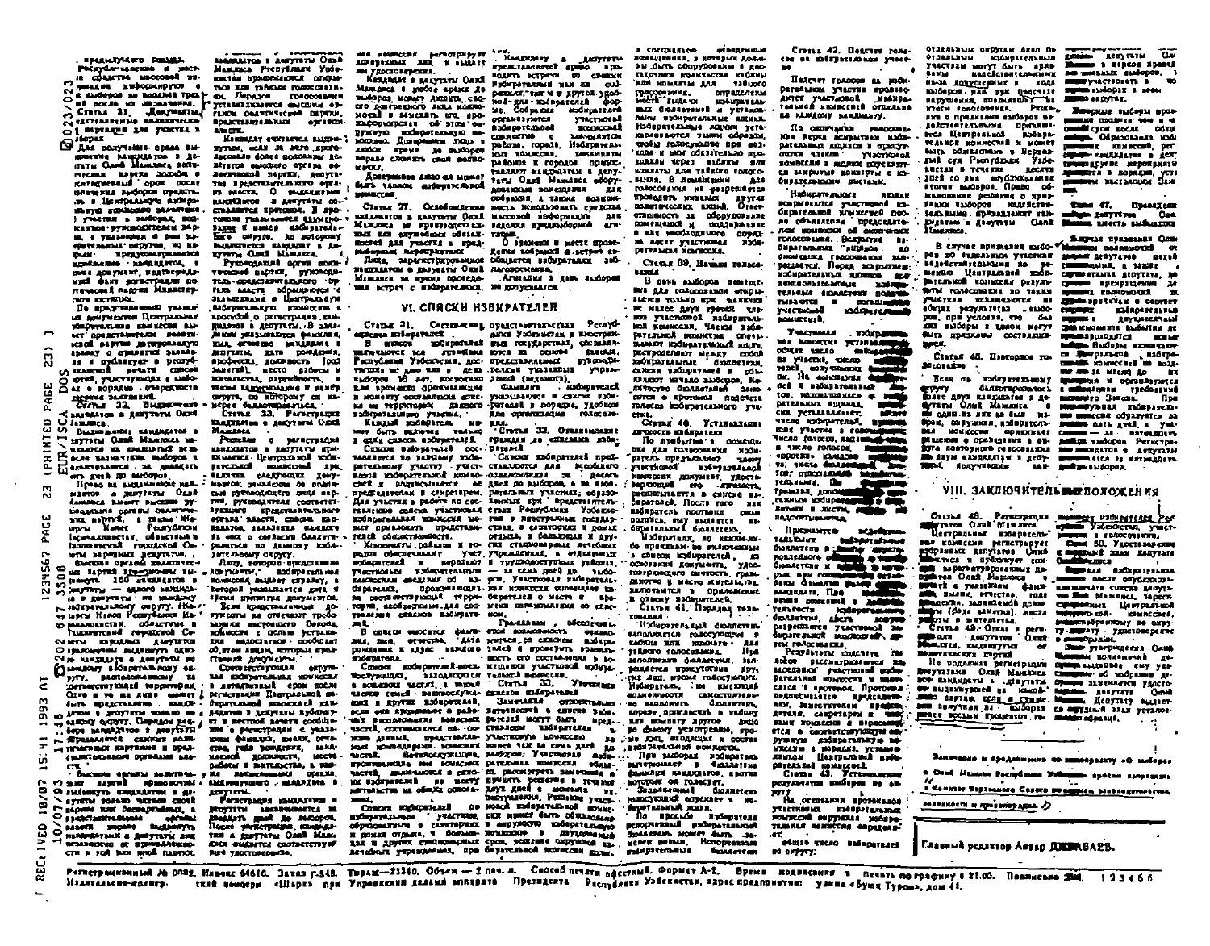## VI. СПИСКИ ИЗБИРАТЕЛЕЙ

**Статья 31. Составление списков избирателей**

**Статья 32. Ознакомление граждан со списками избирателей**

**Статья 33. Уточнение списков избирателей**

**Статья 39. Начало голосования**

**Статья 40. Установление личности избирателя**

**Статья 41. Порядок голосования**

**Статья 42. Подсчет голосов на избирательном участке**

**Статья 43. Установление результатов выборов по округу**

**Статья 46. Повторное голосование**

**Статья 47. Проведение выборов депутатов Олий Мажлиса вместо выбывших**

## VIII. ЗАКЛЮЧИТЕЛЬНЫЕ ПОЛОЖЕНИЯ

**Статья 48. Регистрация депутатов Олий Мажлиса**

**Статья 49. Отзыв депутата Олий Мажлиса**

**Статья 50. Удостоверение и нагрудный знак депутата Олий Мажлиса**

Главный редактор Анвар ДЖАБАРОВ.

Регистрационный № 0102. Индекс 64610. Заказ Г-548. Тираж—21340. Объем — 2 печ. л. Способ печати офсетный. Формат А-2. Время подписания в печать по графику в 21.00. Издательско-полиграфический концерн «Шарк» при Управлении делами аппарата Президента Республики Узбекистан, адрес предприятия: улица «Буюк Турон», дом 41.